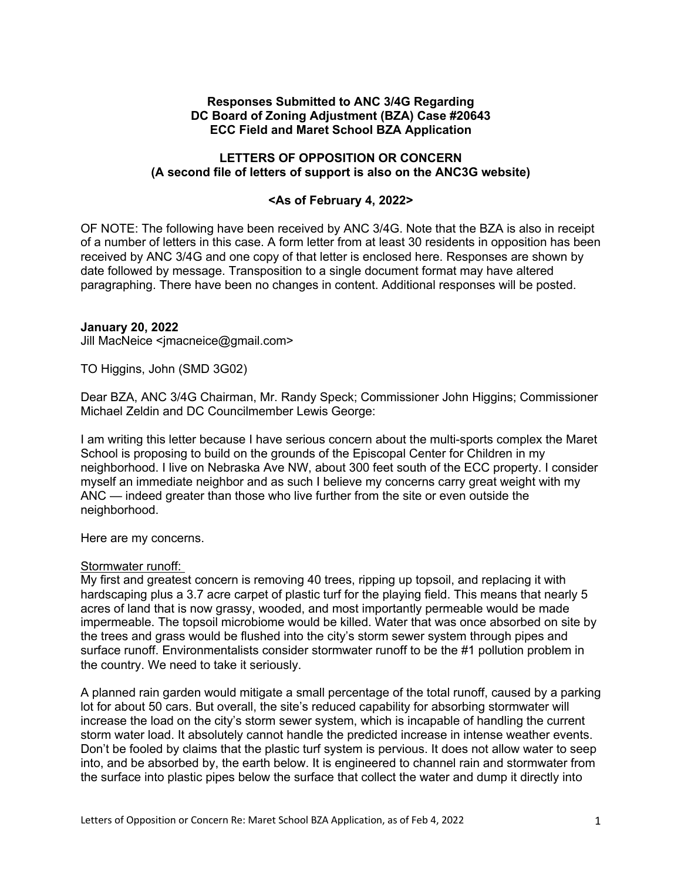**Responses Submitted to ANC 3/4G Regarding DC Board of Zoning Adjustment (BZA) Case #20643 ECC Field and Maret School BZA Application**

**LETTERS OF OPPOSITION OR CONCERN (A second file of letters of support is also on the ANC3G website)**

**<As of February 4, 2022>**

OF NOTE: The following have been received by ANC 3/4G. Note that the BZA is also in receipt of a number of letters in this case. A form letter from at least 30 residents in opposition has been received by ANC 3/4G and one copy of that letter is enclosed here. Responses are shown by date followed by message. Transposition to a single document format may have altered paragraphing. There have been no changes in content. Additional responses will be posted.

**January 20, 2022**
Jill MacNeice <jmacneice@gmail.com>

TO Higgins, John (SMD 3G02)

Dear BZA, ANC 3/4G Chairman, Mr. Randy Speck; Commissioner John Higgins; Commissioner Michael Zeldin and DC Councilmember Lewis George:

I am writing this letter because I have serious concern about the multi-sports complex the Maret School is proposing to build on the grounds of the Episcopal Center for Children in my neighborhood. I live on Nebraska Ave NW, about 300 feet south of the ECC property. I consider myself an immediate neighbor and as such I believe my concerns carry great weight with my ANC — indeed greater than those who live further from the site or even outside the neighborhood.

Here are my concerns.

Stormwater runoff:
My first and greatest concern is removing 40 trees, ripping up topsoil, and replacing it with hardscaping plus a 3.7 acre carpet of plastic turf for the playing field. This means that nearly 5 acres of land that is now grassy, wooded, and most importantly permeable would be made impermeable. The topsoil microbiome would be killed. Water that was once absorbed on site by the trees and grass would be flushed into the city's storm sewer system through pipes and surface runoff. Environmentalists consider stormwater runoff to be the #1 pollution problem in the country. We need to take it seriously.

A planned rain garden would mitigate a small percentage of the total runoff, caused by a parking lot for about 50 cars. But overall, the site's reduced capability for absorbing stormwater will increase the load on the city's storm sewer system, which is incapable of handling the current storm water load. It absolutely cannot handle the predicted increase in intense weather events. Don't be fooled by claims that the plastic turf system is pervious. It does not allow water to seep into, and be absorbed by, the earth below. It is engineered to channel rain and stormwater from the surface into plastic pipes below the surface that collect the water and dump it directly into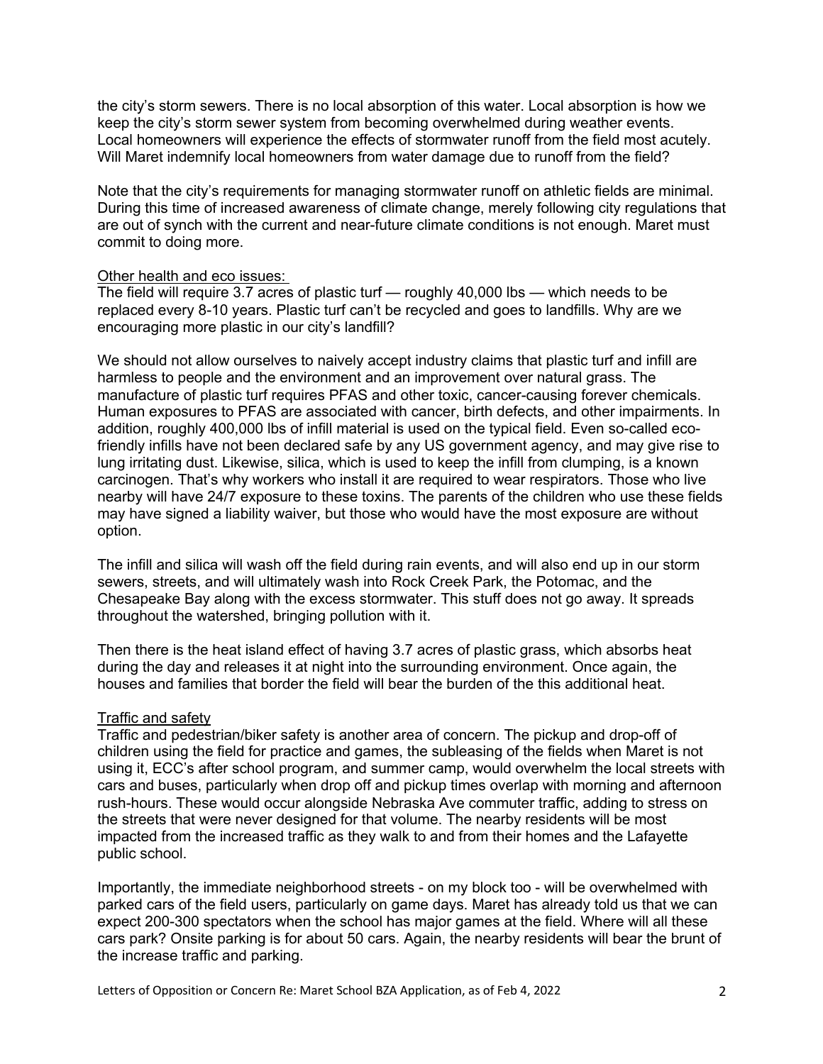the city's storm sewers. There is no local absorption of this water. Local absorption is how we keep the city's storm sewer system from becoming overwhelmed during weather events. Local homeowners will experience the effects of stormwater runoff from the field most acutely. Will Maret indemnify local homeowners from water damage due to runoff from the field?

Note that the city's requirements for managing stormwater runoff on athletic fields are minimal. During this time of increased awareness of climate change, merely following city regulations that are out of synch with the current and near-future climate conditions is not enough. Maret must commit to doing more.

<u>Other health and eco issues:</u>

The field will require 3.7 acres of plastic turf — roughly 40,000 lbs — which needs to be replaced every 8-10 years. Plastic turf can't be recycled and goes to landfills. Why are we encouraging more plastic in our city's landfill?

We should not allow ourselves to naively accept industry claims that plastic turf and infill are harmless to people and the environment and an improvement over natural grass. The manufacture of plastic turf requires PFAS and other toxic, cancer-causing forever chemicals. Human exposures to PFAS are associated with cancer, birth defects, and other impairments. In addition, roughly 400,000 lbs of infill material is used on the typical field. Even so-called eco-friendly infills have not been declared safe by any US government agency, and may give rise to lung irritating dust. Likewise, silica, which is used to keep the infill from clumping, is a known carcinogen. That's why workers who install it are required to wear respirators. Those who live nearby will have 24/7 exposure to these toxins. The parents of the children who use these fields may have signed a liability waiver, but those who would have the most exposure are without option.

The infill and silica will wash off the field during rain events, and will also end up in our storm sewers, streets, and will ultimately wash into Rock Creek Park, the Potomac, and the Chesapeake Bay along with the excess stormwater. This stuff does not go away. It spreads throughout the watershed, bringing pollution with it.

Then there is the heat island effect of having 3.7 acres of plastic grass, which absorbs heat during the day and releases it at night into the surrounding environment. Once again, the houses and families that border the field will bear the burden of the this additional heat.

<u>Traffic and safety</u>

Traffic and pedestrian/biker safety is another area of concern. The pickup and drop-off of children using the field for practice and games, the subleasing of the fields when Maret is not using it, ECC's after school program, and summer camp, would overwhelm the local streets with cars and buses, particularly when drop off and pickup times overlap with morning and afternoon rush-hours. These would occur alongside Nebraska Ave commuter traffic, adding to stress on the streets that were never designed for that volume. The nearby residents will be most impacted from the increased traffic as they walk to and from their homes and the Lafayette public school.

Importantly, the immediate neighborhood streets - on my block too - will be overwhelmed with parked cars of the field users, particularly on game days. Maret has already told us that we can expect 200-300 spectators when the school has major games at the field. Where will all these cars park? Onsite parking is for about 50 cars. Again, the nearby residents will bear the brunt of the increase traffic and parking.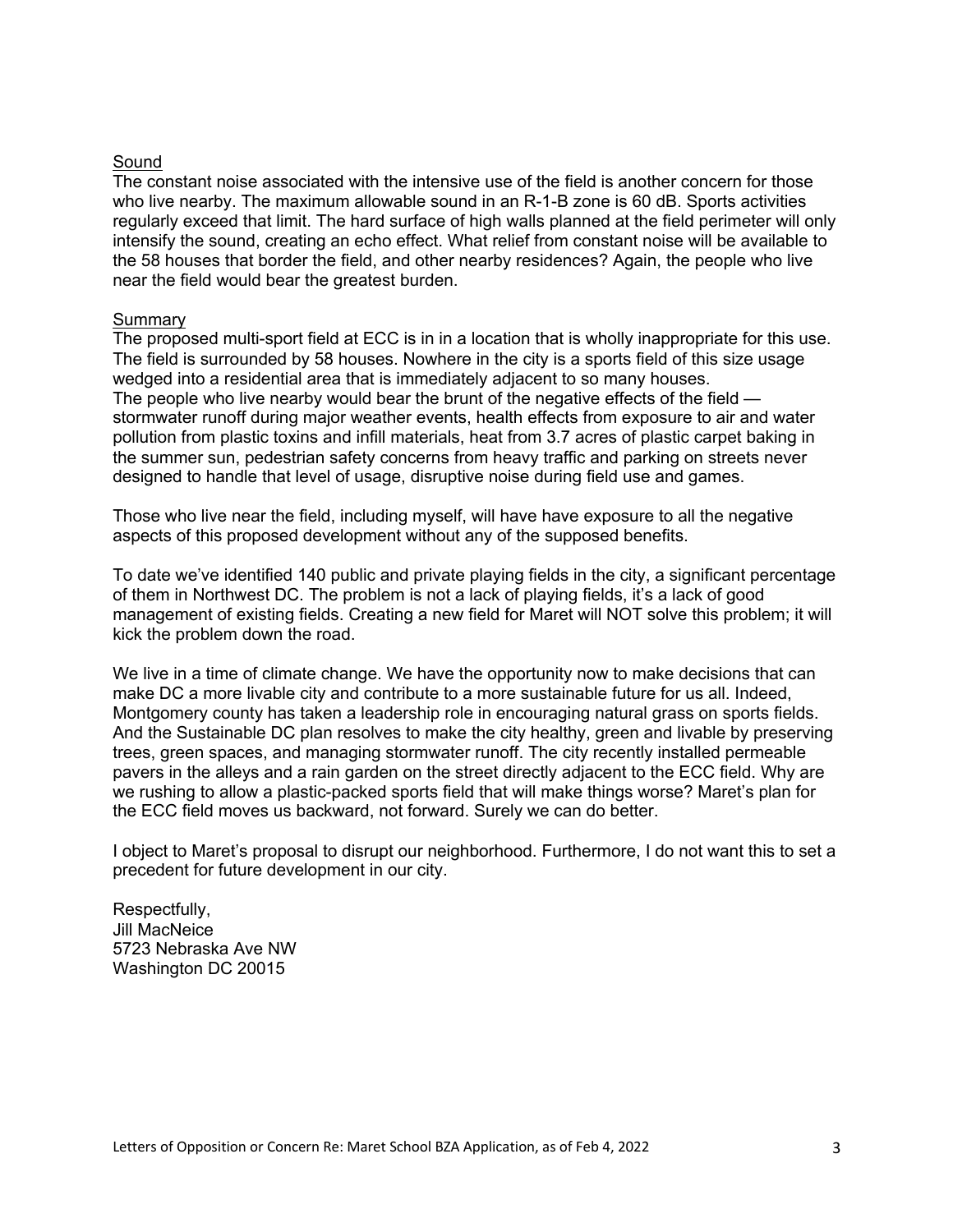Sound

The constant noise associated with the intensive use of the field is another concern for those who live nearby. The maximum allowable sound in an R-1-B zone is 60 dB. Sports activities regularly exceed that limit. The hard surface of high walls planned at the field perimeter will only intensify the sound, creating an echo effect. What relief from constant noise will be available to the 58 houses that border the field, and other nearby residences? Again, the people who live near the field would bear the greatest burden.

Summary

The proposed multi-sport field at ECC is in in a location that is wholly inappropriate for this use. The field is surrounded by 58 houses. Nowhere in the city is a sports field of this size usage wedged into a residential area that is immediately adjacent to so many houses.
The people who live nearby would bear the brunt of the negative effects of the field — stormwater runoff during major weather events, health effects from exposure to air and water pollution from plastic toxins and infill materials, heat from 3.7 acres of plastic carpet baking in the summer sun, pedestrian safety concerns from heavy traffic and parking on streets never designed to handle that level of usage, disruptive noise during field use and games.

Those who live near the field, including myself, will have have exposure to all the negative aspects of this proposed development without any of the supposed benefits.

To date we've identified 140 public and private playing fields in the city, a significant percentage of them in Northwest DC. The problem is not a lack of playing fields, it's a lack of good management of existing fields. Creating a new field for Maret will NOT solve this problem; it will kick the problem down the road.

We live in a time of climate change. We have the opportunity now to make decisions that can make DC a more livable city and contribute to a more sustainable future for us all. Indeed, Montgomery county has taken a leadership role in encouraging natural grass on sports fields. And the Sustainable DC plan resolves to make the city healthy, green and livable by preserving trees, green spaces, and managing stormwater runoff. The city recently installed permeable pavers in the alleys and a rain garden on the street directly adjacent to the ECC field. Why are we rushing to allow a plastic-packed sports field that will make things worse? Maret's plan for the ECC field moves us backward, not forward. Surely we can do better.

I object to Maret's proposal to disrupt our neighborhood. Furthermore, I do not want this to set a precedent for future development in our city.

Respectfully,
Jill MacNeice
5723 Nebraska Ave NW
Washington DC 20015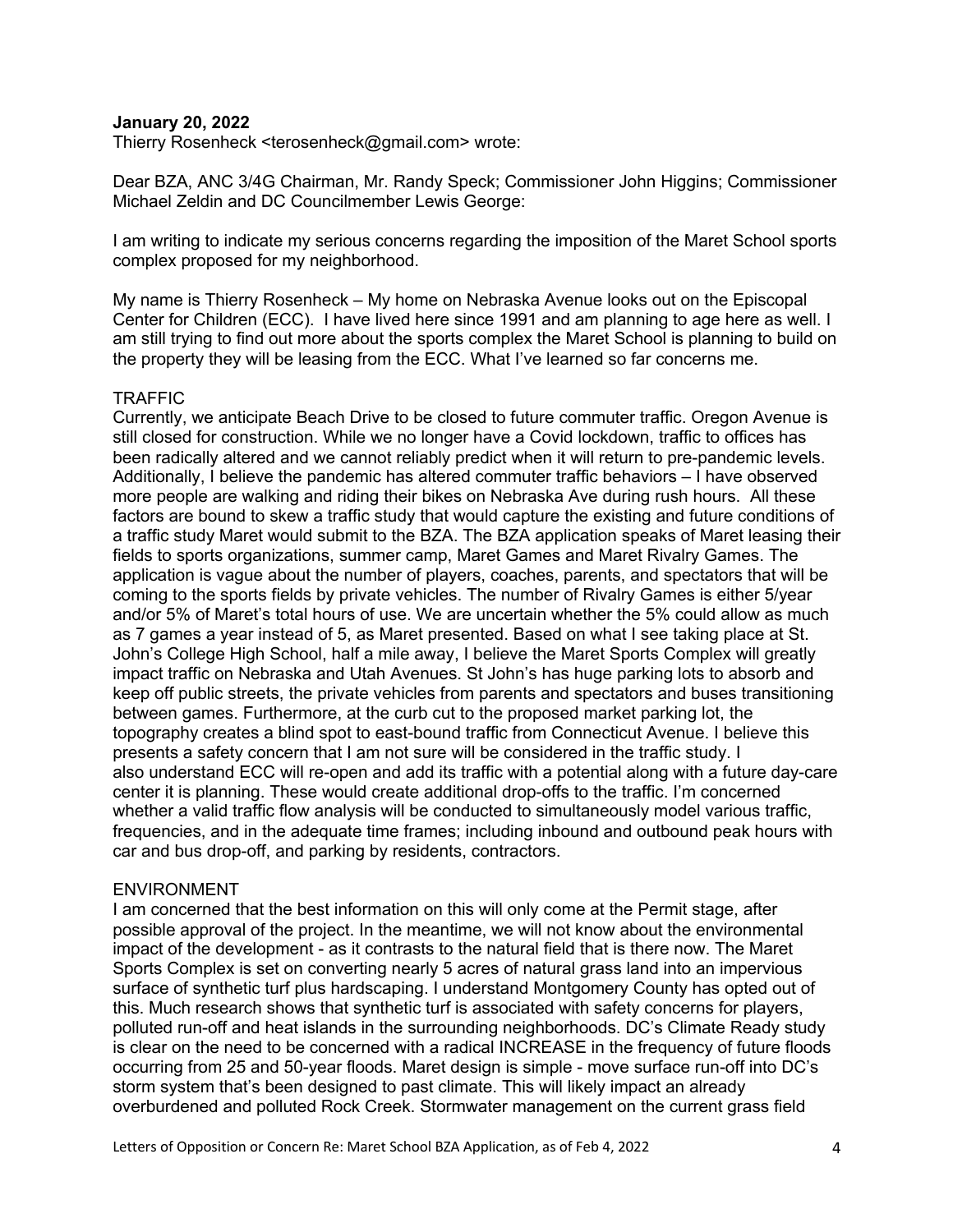**January 20, 2022**
Thierry Rosenheck <terosenheck@gmail.com> wrote:

Dear BZA, ANC 3/4G Chairman, Mr. Randy Speck; Commissioner John Higgins; Commissioner Michael Zeldin and DC Councilmember Lewis George:

I am writing to indicate my serious concerns regarding the imposition of the Maret School sports complex proposed for my neighborhood.

My name is Thierry Rosenheck – My home on Nebraska Avenue looks out on the Episcopal Center for Children (ECC). I have lived here since 1991 and am planning to age here as well. I am still trying to find out more about the sports complex the Maret School is planning to build on the property they will be leasing from the ECC. What I've learned so far concerns me.

TRAFFIC
Currently, we anticipate Beach Drive to be closed to future commuter traffic. Oregon Avenue is still closed for construction. While we no longer have a Covid lockdown, traffic to offices has been radically altered and we cannot reliably predict when it will return to pre-pandemic levels. Additionally, I believe the pandemic has altered commuter traffic behaviors – I have observed more people are walking and riding their bikes on Nebraska Ave during rush hours. All these factors are bound to skew a traffic study that would capture the existing and future conditions of a traffic study Maret would submit to the BZA. The BZA application speaks of Maret leasing their fields to sports organizations, summer camp, Maret Games and Maret Rivalry Games. The application is vague about the number of players, coaches, parents, and spectators that will be coming to the sports fields by private vehicles. The number of Rivalry Games is either 5/year and/or 5% of Maret's total hours of use. We are uncertain whether the 5% could allow as much as 7 games a year instead of 5, as Maret presented. Based on what I see taking place at St. John's College High School, half a mile away, I believe the Maret Sports Complex will greatly impact traffic on Nebraska and Utah Avenues. St John's has huge parking lots to absorb and keep off public streets, the private vehicles from parents and spectators and buses transitioning between games. Furthermore, at the curb cut to the proposed market parking lot, the topography creates a blind spot to east-bound traffic from Connecticut Avenue. I believe this presents a safety concern that I am not sure will be considered in the traffic study. I also understand ECC will re-open and add its traffic with a potential along with a future day-care center it is planning. These would create additional drop-offs to the traffic. I'm concerned whether a valid traffic flow analysis will be conducted to simultaneously model various traffic, frequencies, and in the adequate time frames; including inbound and outbound peak hours with car and bus drop-off, and parking by residents, contractors.

ENVIRONMENT
I am concerned that the best information on this will only come at the Permit stage, after possible approval of the project. In the meantime, we will not know about the environmental impact of the development - as it contrasts to the natural field that is there now. The Maret Sports Complex is set on converting nearly 5 acres of natural grass land into an impervious surface of synthetic turf plus hardscaping. I understand Montgomery County has opted out of this. Much research shows that synthetic turf is associated with safety concerns for players, polluted run-off and heat islands in the surrounding neighborhoods. DC's Climate Ready study is clear on the need to be concerned with a radical INCREASE in the frequency of future floods occurring from 25 and 50-year floods. Maret design is simple - move surface run-off into DC's storm system that's been designed to past climate. This will likely impact an already overburdened and polluted Rock Creek. Stormwater management on the current grass field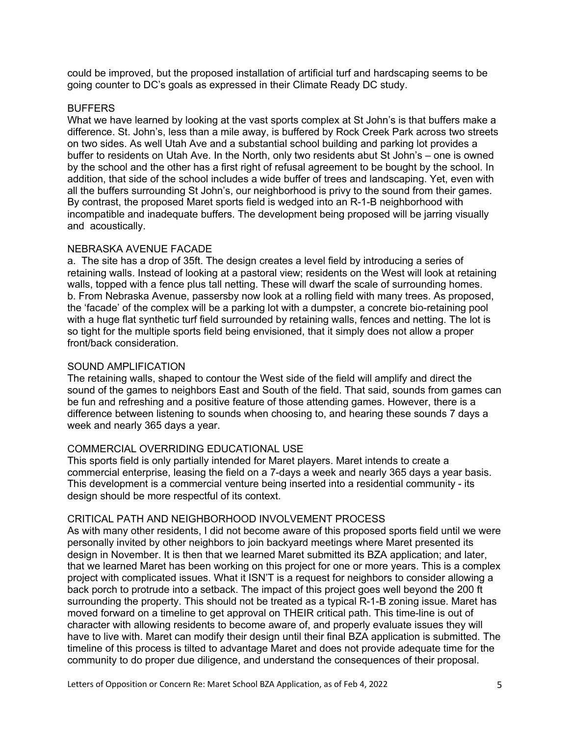could be improved, but the proposed installation of artificial turf and hardscaping seems to be going counter to DC's goals as expressed in their Climate Ready DC study.

### BUFFERS

What we have learned by looking at the vast sports complex at St John's is that buffers make a difference. St. John's, less than a mile away, is buffered by Rock Creek Park across two streets on two sides. As well Utah Ave and a substantial school building and parking lot provides a buffer to residents on Utah Ave. In the North, only two residents abut St John's – one is owned by the school and the other has a first right of refusal agreement to be bought by the school. In addition, that side of the school includes a wide buffer of trees and landscaping. Yet, even with all the buffers surrounding St John's, our neighborhood is privy to the sound from their games. By contrast, the proposed Maret sports field is wedged into an R-1-B neighborhood with incompatible and inadequate buffers. The development being proposed will be jarring visually and acoustically.

### NEBRASKA AVENUE FACADE

a. The site has a drop of 35ft. The design creates a level field by introducing a series of retaining walls. Instead of looking at a pastoral view; residents on the West will look at retaining walls, topped with a fence plus tall netting. These will dwarf the scale of surrounding homes.
b. From Nebraska Avenue, passersby now look at a rolling field with many trees. As proposed, the 'facade' of the complex will be a parking lot with a dumpster, a concrete bio-retaining pool with a huge flat synthetic turf field surrounded by retaining walls, fences and netting. The lot is so tight for the multiple sports field being envisioned, that it simply does not allow a proper front/back consideration.

### SOUND AMPLIFICATION

The retaining walls, shaped to contour the West side of the field will amplify and direct the sound of the games to neighbors East and South of the field. That said, sounds from games can be fun and refreshing and a positive feature of those attending games. However, there is a difference between listening to sounds when choosing to, and hearing these sounds 7 days a week and nearly 365 days a year.

### COMMERCIAL OVERRIDING EDUCATIONAL USE

This sports field is only partially intended for Maret players. Maret intends to create a commercial enterprise, leasing the field on a 7-days a week and nearly 365 days a year basis. This development is a commercial venture being inserted into a residential community - its design should be more respectful of its context.

### CRITICAL PATH AND NEIGHBORHOOD INVOLVEMENT PROCESS

As with many other residents, I did not become aware of this proposed sports field until we were personally invited by other neighbors to join backyard meetings where Maret presented its design in November. It is then that we learned Maret submitted its BZA application; and later, that we learned Maret has been working on this project for one or more years. This is a complex project with complicated issues. What it ISN'T is a request for neighbors to consider allowing a back porch to protrude into a setback. The impact of this project goes well beyond the 200 ft surrounding the property. This should not be treated as a typical R-1-B zoning issue. Maret has moved forward on a timeline to get approval on THEIR critical path. This time-line is out of character with allowing residents to become aware of, and properly evaluate issues they will have to live with. Maret can modify their design until their final BZA application is submitted. The timeline of this process is tilted to advantage Maret and does not provide adequate time for the community to do proper due diligence, and understand the consequences of their proposal.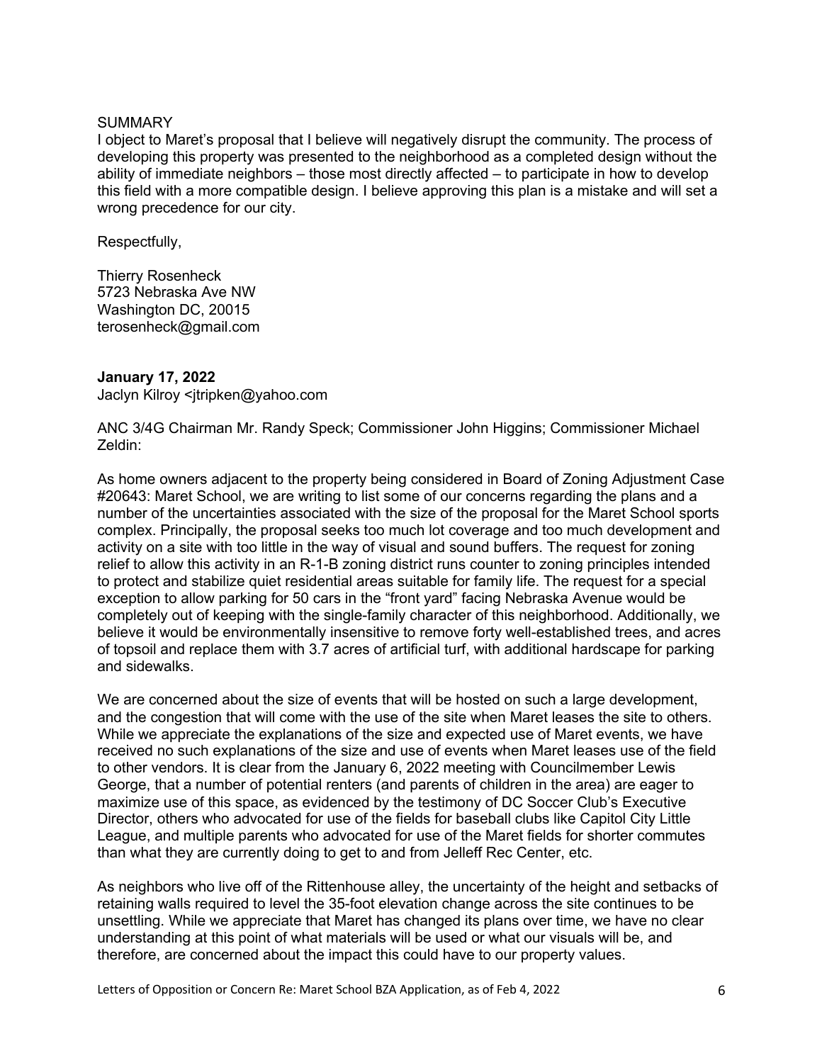SUMMARY

I object to Maret's proposal that I believe will negatively disrupt the community. The process of developing this property was presented to the neighborhood as a completed design without the ability of immediate neighbors – those most directly affected – to participate in how to develop this field with a more compatible design. I believe approving this plan is a mistake and will set a wrong precedence for our city.

Respectfully,

Thierry Rosenheck
5723 Nebraska Ave NW
Washington DC, 20015
terosenheck@gmail.com

**January 17, 2022**
Jaclyn Kilroy <jtripken@yahoo.com

ANC 3/4G Chairman Mr. Randy Speck; Commissioner John Higgins; Commissioner Michael Zeldin:

As home owners adjacent to the property being considered in Board of Zoning Adjustment Case #20643: Maret School, we are writing to list some of our concerns regarding the plans and a number of the uncertainties associated with the size of the proposal for the Maret School sports complex. Principally, the proposal seeks too much lot coverage and too much development and activity on a site with too little in the way of visual and sound buffers. The request for zoning relief to allow this activity in an R-1-B zoning district runs counter to zoning principles intended to protect and stabilize quiet residential areas suitable for family life. The request for a special exception to allow parking for 50 cars in the "front yard" facing Nebraska Avenue would be completely out of keeping with the single-family character of this neighborhood. Additionally, we believe it would be environmentally insensitive to remove forty well-established trees, and acres of topsoil and replace them with 3.7 acres of artificial turf, with additional hardscape for parking and sidewalks.

We are concerned about the size of events that will be hosted on such a large development, and the congestion that will come with the use of the site when Maret leases the site to others. While we appreciate the explanations of the size and expected use of Maret events, we have received no such explanations of the size and use of events when Maret leases use of the field to other vendors. It is clear from the January 6, 2022 meeting with Councilmember Lewis George, that a number of potential renters (and parents of children in the area) are eager to maximize use of this space, as evidenced by the testimony of DC Soccer Club's Executive Director, others who advocated for use of the fields for baseball clubs like Capitol City Little League, and multiple parents who advocated for use of the Maret fields for shorter commutes than what they are currently doing to get to and from Jelleff Rec Center, etc.

As neighbors who live off of the Rittenhouse alley, the uncertainty of the height and setbacks of retaining walls required to level the 35-foot elevation change across the site continues to be unsettling. While we appreciate that Maret has changed its plans over time, we have no clear understanding at this point of what materials will be used or what our visuals will be, and therefore, are concerned about the impact this could have to our property values.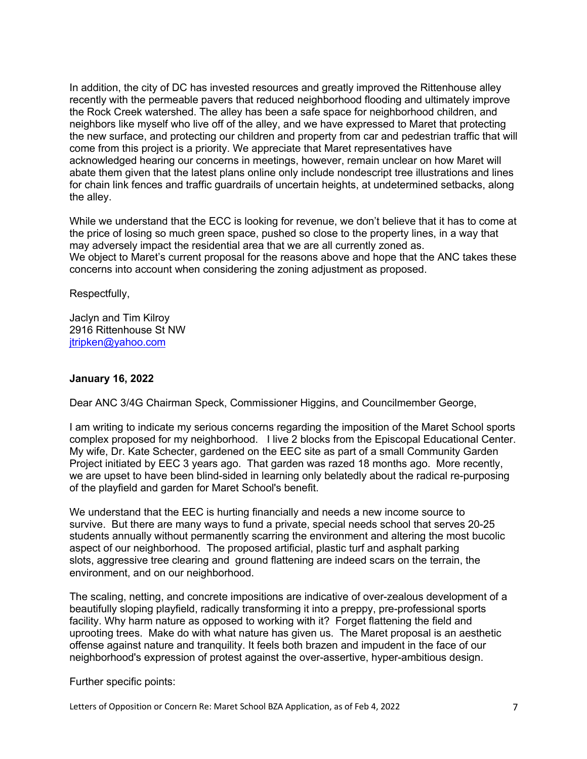In addition, the city of DC has invested resources and greatly improved the Rittenhouse alley recently with the permeable pavers that reduced neighborhood flooding and ultimately improve the Rock Creek watershed. The alley has been a safe space for neighborhood children, and neighbors like myself who live off of the alley, and we have expressed to Maret that protecting the new surface, and protecting our children and property from car and pedestrian traffic that will come from this project is a priority. We appreciate that Maret representatives have acknowledged hearing our concerns in meetings, however, remain unclear on how Maret will abate them given that the latest plans online only include nondescript tree illustrations and lines for chain link fences and traffic guardrails of uncertain heights, at undetermined setbacks, along the alley.

While we understand that the ECC is looking for revenue, we don't believe that it has to come at the price of losing so much green space, pushed so close to the property lines, in a way that may adversely impact the residential area that we are all currently zoned as.
We object to Maret's current proposal for the reasons above and hope that the ANC takes these concerns into account when considering the zoning adjustment as proposed.

Respectfully,

Jaclyn and Tim Kilroy
2916 Rittenhouse St NW
jtripken@yahoo.com

**January 16, 2022**

Dear ANC 3/4G Chairman Speck, Commissioner Higgins, and Councilmember George,

I am writing to indicate my serious concerns regarding the imposition of the Maret School sports complex proposed for my neighborhood. I live 2 blocks from the Episcopal Educational Center. My wife, Dr. Kate Schecter, gardened on the EEC site as part of a small Community Garden Project initiated by EEC 3 years ago. That garden was razed 18 months ago. More recently, we are upset to have been blind-sided in learning only belatedly about the radical re-purposing of the playfield and garden for Maret School's benefit.

We understand that the EEC is hurting financially and needs a new income source to survive. But there are many ways to fund a private, special needs school that serves 20-25 students annually without permanently scarring the environment and altering the most bucolic aspect of our neighborhood. The proposed artificial, plastic turf and asphalt parking slots, aggressive tree clearing and ground flattening are indeed scars on the terrain, the environment, and on our neighborhood.

The scaling, netting, and concrete impositions are indicative of over-zealous development of a beautifully sloping playfield, radically transforming it into a preppy, pre-professional sports facility. Why harm nature as opposed to working with it? Forget flattening the field and uprooting trees. Make do with what nature has given us. The Maret proposal is an aesthetic offense against nature and tranquility. It feels both brazen and impudent in the face of our neighborhood's expression of protest against the over-assertive, hyper-ambitious design.

Further specific points: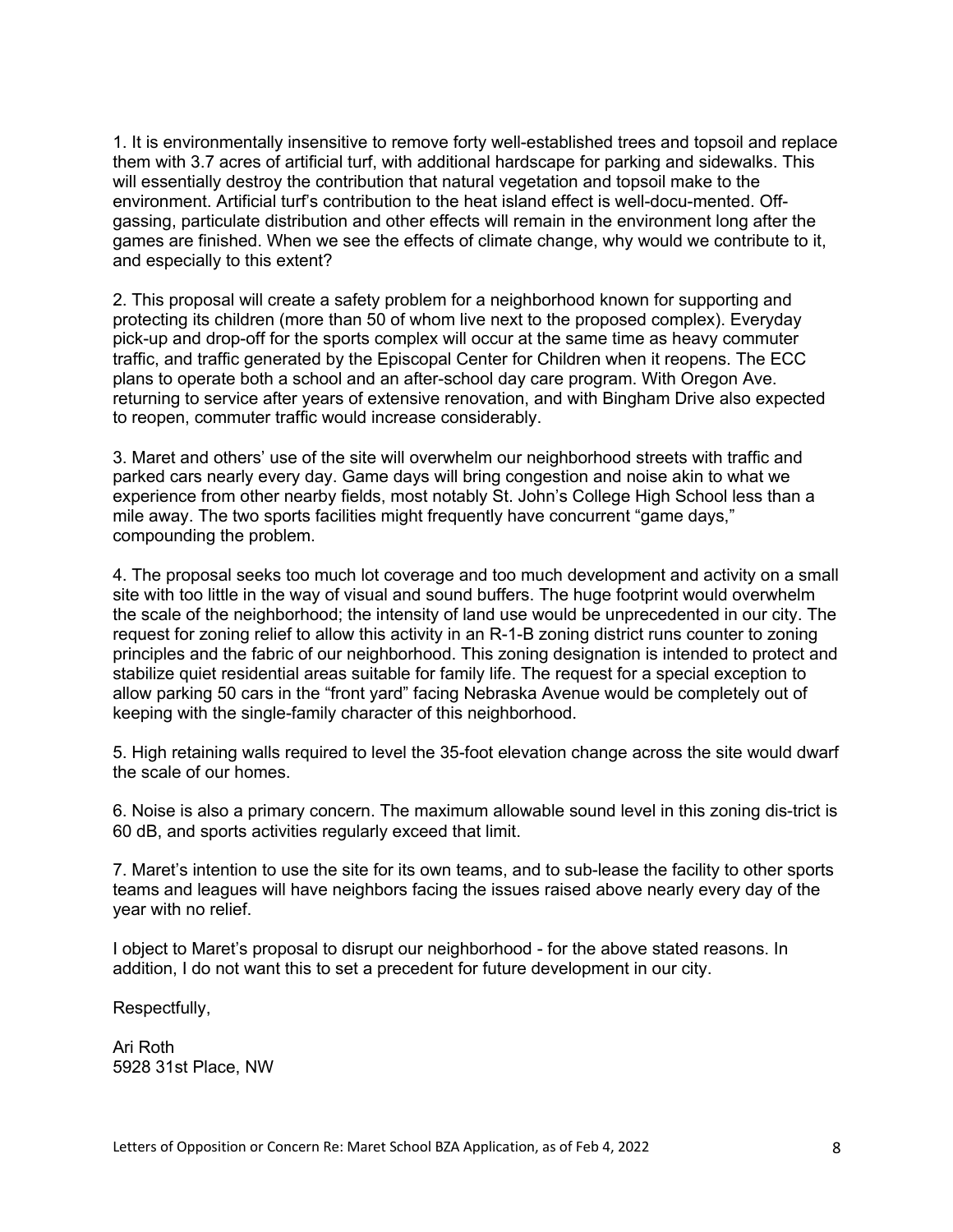1. It is environmentally insensitive to remove forty well-established trees and topsoil and replace them with 3.7 acres of artificial turf, with additional hardscape for parking and sidewalks. This will essentially destroy the contribution that natural vegetation and topsoil make to the environment. Artificial turf's contribution to the heat island effect is well-docu-mented. Off-gassing, particulate distribution and other effects will remain in the environment long after the games are finished. When we see the effects of climate change, why would we contribute to it, and especially to this extent?

2. This proposal will create a safety problem for a neighborhood known for supporting and protecting its children (more than 50 of whom live next to the proposed complex). Everyday pick-up and drop-off for the sports complex will occur at the same time as heavy commuter traffic, and traffic generated by the Episcopal Center for Children when it reopens. The ECC plans to operate both a school and an after-school day care program. With Oregon Ave. returning to service after years of extensive renovation, and with Bingham Drive also expected to reopen, commuter traffic would increase considerably.

3. Maret and others' use of the site will overwhelm our neighborhood streets with traffic and parked cars nearly every day. Game days will bring congestion and noise akin to what we experience from other nearby fields, most notably St. John's College High School less than a mile away. The two sports facilities might frequently have concurrent "game days," compounding the problem.

4. The proposal seeks too much lot coverage and too much development and activity on a small site with too little in the way of visual and sound buffers. The huge footprint would overwhelm the scale of the neighborhood; the intensity of land use would be unprecedented in our city. The request for zoning relief to allow this activity in an R-1-B zoning district runs counter to zoning principles and the fabric of our neighborhood. This zoning designation is intended to protect and stabilize quiet residential areas suitable for family life. The request for a special exception to allow parking 50 cars in the "front yard" facing Nebraska Avenue would be completely out of keeping with the single-family character of this neighborhood.

5. High retaining walls required to level the 35-foot elevation change across the site would dwarf the scale of our homes.

6. Noise is also a primary concern. The maximum allowable sound level in this zoning dis-trict is 60 dB, and sports activities regularly exceed that limit.

7. Maret's intention to use the site for its own teams, and to sub-lease the facility to other sports teams and leagues will have neighbors facing the issues raised above nearly every day of the year with no relief.

I object to Maret's proposal to disrupt our neighborhood - for the above stated reasons. In addition, I do not want this to set a precedent for future development in our city.

Respectfully,

Ari Roth
5928 31st Place, NW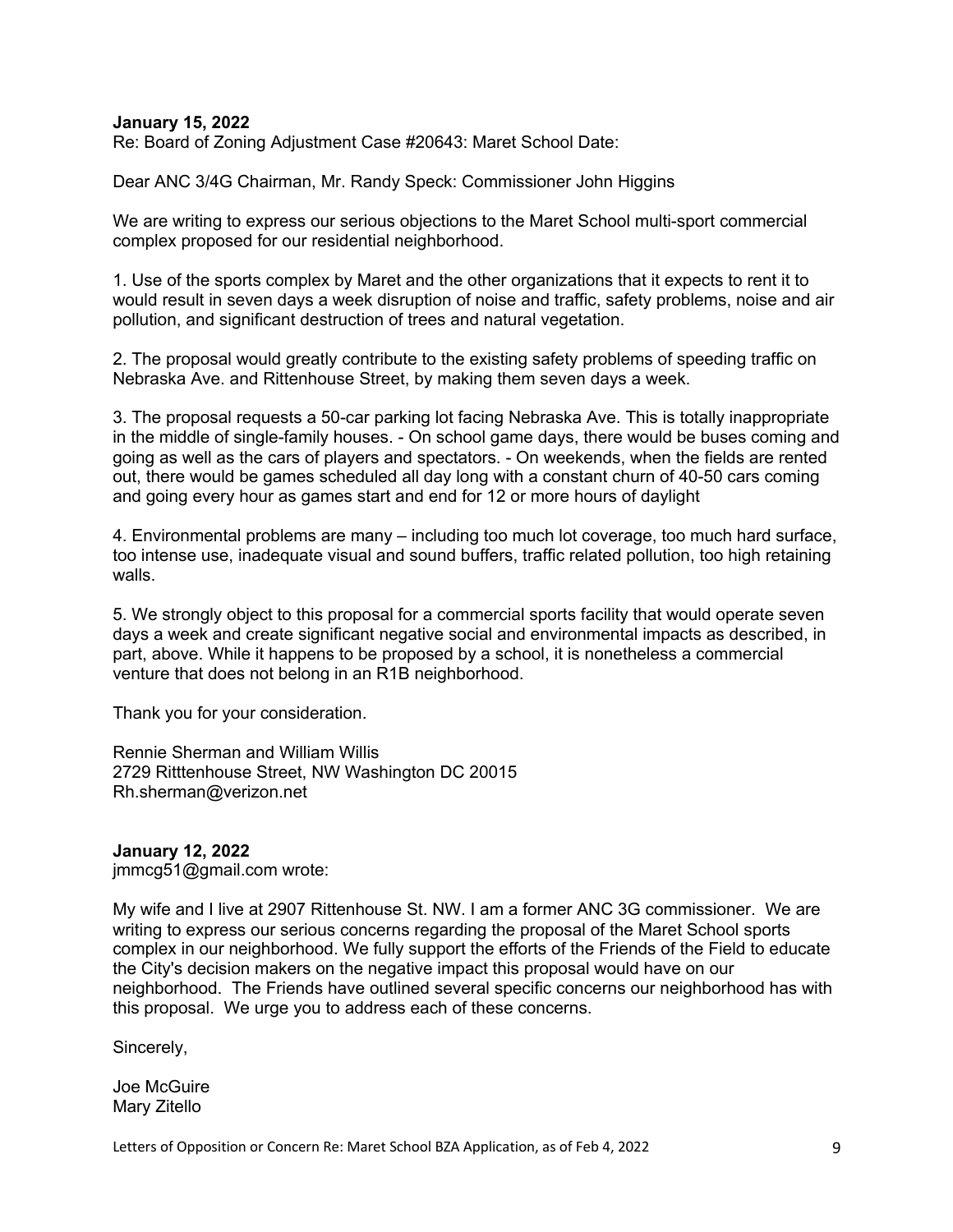**January 15, 2022**
Re: Board of Zoning Adjustment Case #20643: Maret School Date:

Dear ANC 3/4G Chairman, Mr. Randy Speck: Commissioner John Higgins

We are writing to express our serious objections to the Maret School multi-sport commercial complex proposed for our residential neighborhood.

1. Use of the sports complex by Maret and the other organizations that it expects to rent it to would result in seven days a week disruption of noise and traffic, safety problems, noise and air pollution, and significant destruction of trees and natural vegetation.

2. The proposal would greatly contribute to the existing safety problems of speeding traffic on Nebraska Ave. and Rittenhouse Street, by making them seven days a week.

3. The proposal requests a 50-car parking lot facing Nebraska Ave. This is totally inappropriate in the middle of single-family houses. - On school game days, there would be buses coming and going as well as the cars of players and spectators. - On weekends, when the fields are rented out, there would be games scheduled all day long with a constant churn of 40-50 cars coming and going every hour as games start and end for 12 or more hours of daylight

4. Environmental problems are many – including too much lot coverage, too much hard surface, too intense use, inadequate visual and sound buffers, traffic related pollution, too high retaining walls.

5. We strongly object to this proposal for a commercial sports facility that would operate seven days a week and create significant negative social and environmental impacts as described, in part, above. While it happens to be proposed by a school, it is nonetheless a commercial venture that does not belong in an R1B neighborhood.

Thank you for your consideration.

Rennie Sherman and William Willis
2729 Ritttenhouse Street, NW Washington DC 20015
Rh.sherman@verizon.net

**January 12, 2022**
jmmcg51@gmail.com wrote:

My wife and I live at 2907 Rittenhouse St. NW. I am a former ANC 3G commissioner. We are writing to express our serious concerns regarding the proposal of the Maret School sports complex in our neighborhood. We fully support the efforts of the Friends of the Field to educate the City's decision makers on the negative impact this proposal would have on our neighborhood. The Friends have outlined several specific concerns our neighborhood has with this proposal. We urge you to address each of these concerns.

Sincerely,

Joe McGuire
Mary Zitello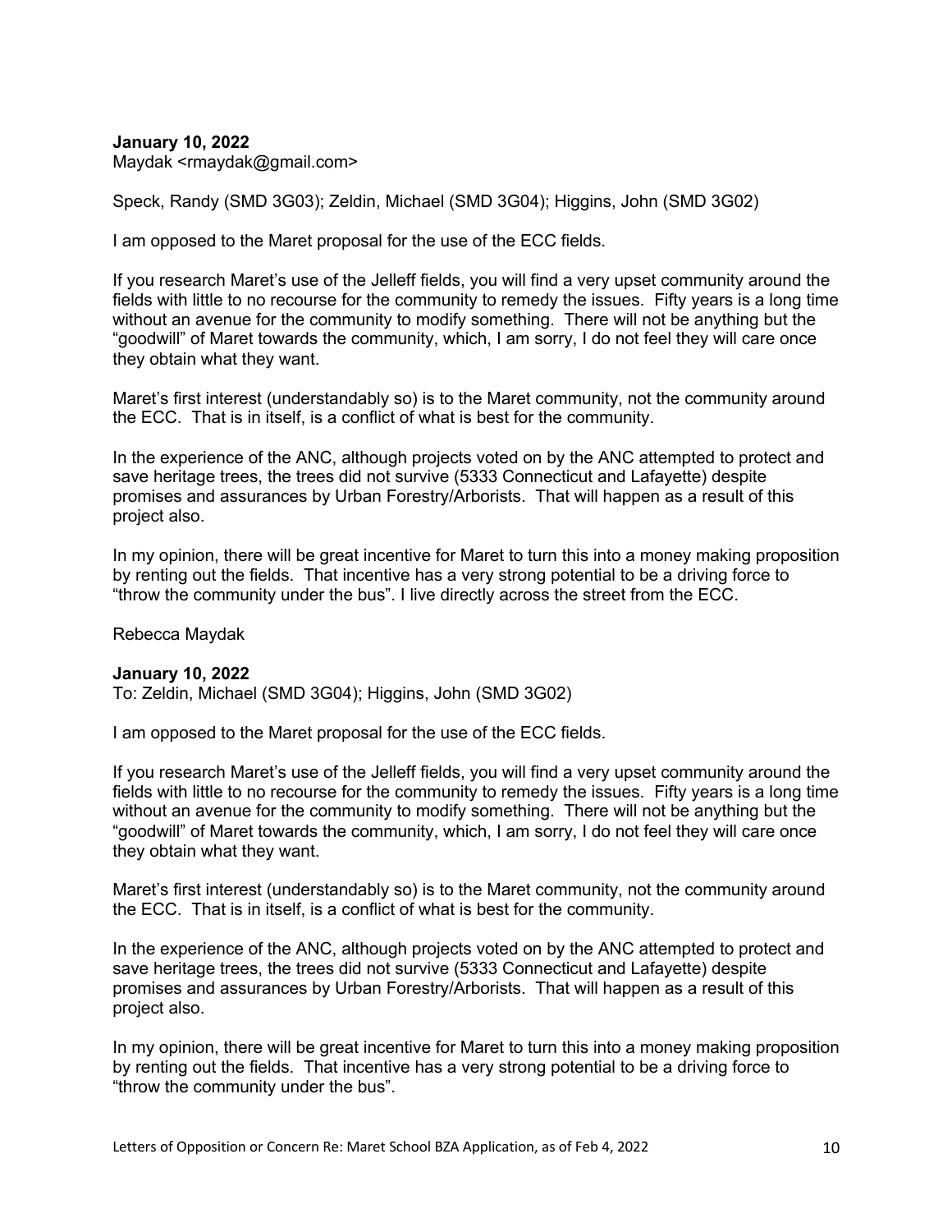**January 10, 2022**
Maydak <rmaydak@gmail.com>

Speck, Randy (SMD 3G03); Zeldin, Michael (SMD 3G04); Higgins, John (SMD 3G02)

I am opposed to the Maret proposal for the use of the ECC fields.

If you research Maret's use of the Jelleff fields, you will find a very upset community around the fields with little to no recourse for the community to remedy the issues. Fifty years is a long time without an avenue for the community to modify something. There will not be anything but the "goodwill" of Maret towards the community, which, I am sorry, I do not feel they will care once they obtain what they want.

Maret's first interest (understandably so) is to the Maret community, not the community around the ECC. That is in itself, is a conflict of what is best for the community.

In the experience of the ANC, although projects voted on by the ANC attempted to protect and save heritage trees, the trees did not survive (5333 Connecticut and Lafayette) despite promises and assurances by Urban Forestry/Arborists. That will happen as a result of this project also.

In my opinion, there will be great incentive for Maret to turn this into a money making proposition by renting out the fields. That incentive has a very strong potential to be a driving force to "throw the community under the bus". I live directly across the street from the ECC.

Rebecca Maydak

**January 10, 2022**
To: Zeldin, Michael (SMD 3G04); Higgins, John (SMD 3G02)

I am opposed to the Maret proposal for the use of the ECC fields.

If you research Maret's use of the Jelleff fields, you will find a very upset community around the fields with little to no recourse for the community to remedy the issues. Fifty years is a long time without an avenue for the community to modify something. There will not be anything but the "goodwill" of Maret towards the community, which, I am sorry, I do not feel they will care once they obtain what they want.

Maret's first interest (understandably so) is to the Maret community, not the community around the ECC. That is in itself, is a conflict of what is best for the community.

In the experience of the ANC, although projects voted on by the ANC attempted to protect and save heritage trees, the trees did not survive (5333 Connecticut and Lafayette) despite promises and assurances by Urban Forestry/Arborists. That will happen as a result of this project also.

In my opinion, there will be great incentive for Maret to turn this into a money making proposition by renting out the fields. That incentive has a very strong potential to be a driving force to "throw the community under the bus".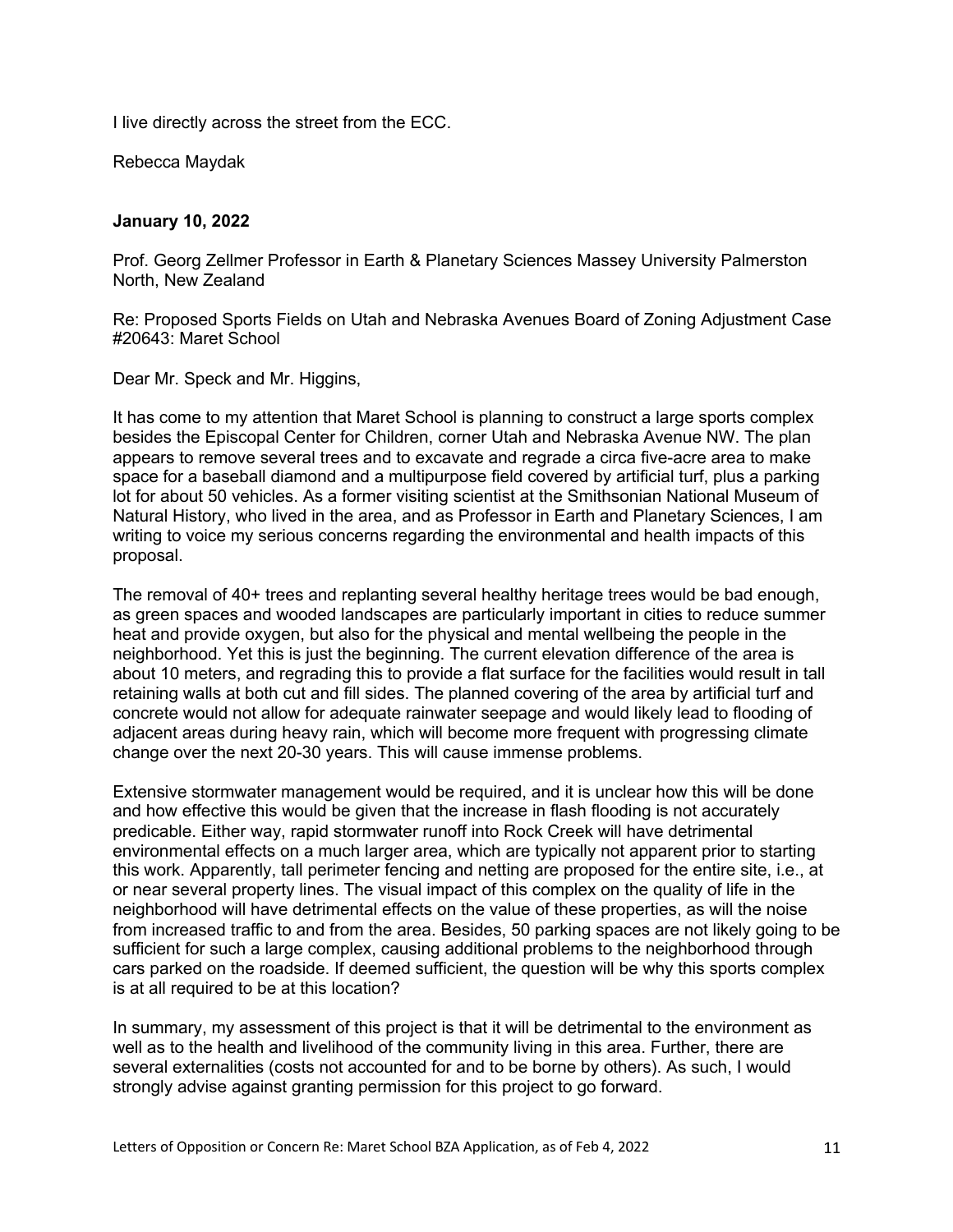I live directly across the street from the ECC.

Rebecca Maydak

**January 10, 2022**

Prof. Georg Zellmer Professor in Earth & Planetary Sciences Massey University Palmerston North, New Zealand

Re: Proposed Sports Fields on Utah and Nebraska Avenues Board of Zoning Adjustment Case #20643: Maret School

Dear Mr. Speck and Mr. Higgins,

It has come to my attention that Maret School is planning to construct a large sports complex besides the Episcopal Center for Children, corner Utah and Nebraska Avenue NW. The plan appears to remove several trees and to excavate and regrade a circa five-acre area to make space for a baseball diamond and a multipurpose field covered by artificial turf, plus a parking lot for about 50 vehicles. As a former visiting scientist at the Smithsonian National Museum of Natural History, who lived in the area, and as Professor in Earth and Planetary Sciences, I am writing to voice my serious concerns regarding the environmental and health impacts of this proposal.

The removal of 40+ trees and replanting several healthy heritage trees would be bad enough, as green spaces and wooded landscapes are particularly important in cities to reduce summer heat and provide oxygen, but also for the physical and mental wellbeing the people in the neighborhood. Yet this is just the beginning. The current elevation difference of the area is about 10 meters, and regrading this to provide a flat surface for the facilities would result in tall retaining walls at both cut and fill sides. The planned covering of the area by artificial turf and concrete would not allow for adequate rainwater seepage and would likely lead to flooding of adjacent areas during heavy rain, which will become more frequent with progressing climate change over the next 20-30 years. This will cause immense problems.

Extensive stormwater management would be required, and it is unclear how this will be done and how effective this would be given that the increase in flash flooding is not accurately predicable. Either way, rapid stormwater runoff into Rock Creek will have detrimental environmental effects on a much larger area, which are typically not apparent prior to starting this work. Apparently, tall perimeter fencing and netting are proposed for the entire site, i.e., at or near several property lines. The visual impact of this complex on the quality of life in the neighborhood will have detrimental effects on the value of these properties, as will the noise from increased traffic to and from the area. Besides, 50 parking spaces are not likely going to be sufficient for such a large complex, causing additional problems to the neighborhood through cars parked on the roadside. If deemed sufficient, the question will be why this sports complex is at all required to be at this location?

In summary, my assessment of this project is that it will be detrimental to the environment as well as to the health and livelihood of the community living in this area. Further, there are several externalities (costs not accounted for and to be borne by others). As such, I would strongly advise against granting permission for this project to go forward.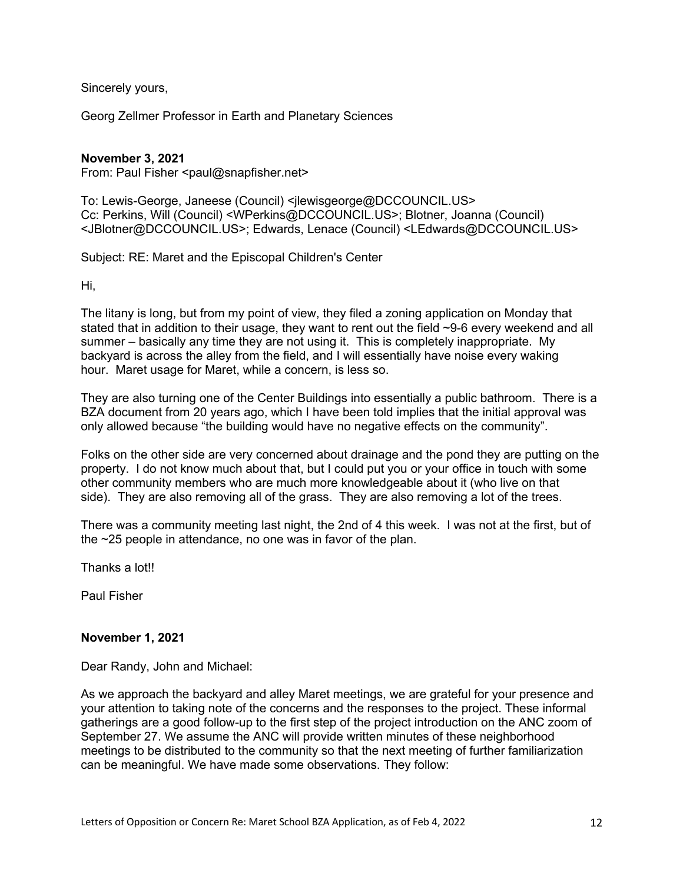Sincerely yours,

Georg Zellmer Professor in Earth and Planetary Sciences

**November 3, 2021**
From: Paul Fisher <paul@snapfisher.net>

To: Lewis-George, Janeese (Council) <jlewisgeorge@DCCOUNCIL.US>
Cc: Perkins, Will (Council) <WPerkins@DCCOUNCIL.US>; Blotner, Joanna (Council) <JBlotner@DCCOUNCIL.US>; Edwards, Lenace (Council) <LEdwards@DCCOUNCIL.US>

Subject: RE: Maret and the Episcopal Children's Center

Hi,

The litany is long, but from my point of view, they filed a zoning application on Monday that stated that in addition to their usage, they want to rent out the field ~9-6 every weekend and all summer – basically any time they are not using it. This is completely inappropriate. My backyard is across the alley from the field, and I will essentially have noise every waking hour. Maret usage for Maret, while a concern, is less so.

They are also turning one of the Center Buildings into essentially a public bathroom. There is a BZA document from 20 years ago, which I have been told implies that the initial approval was only allowed because "the building would have no negative effects on the community".

Folks on the other side are very concerned about drainage and the pond they are putting on the property. I do not know much about that, but I could put you or your office in touch with some other community members who are much more knowledgeable about it (who live on that side). They are also removing all of the grass. They are also removing a lot of the trees.

There was a community meeting last night, the 2nd of 4 this week. I was not at the first, but of the ~25 people in attendance, no one was in favor of the plan.

Thanks a lot!!

Paul Fisher

**November 1, 2021**

Dear Randy, John and Michael:

As we approach the backyard and alley Maret meetings, we are grateful for your presence and your attention to taking note of the concerns and the responses to the project. These informal gatherings are a good follow-up to the first step of the project introduction on the ANC zoom of September 27. We assume the ANC will provide written minutes of these neighborhood meetings to be distributed to the community so that the next meeting of further familiarization can be meaningful. We have made some observations. They follow: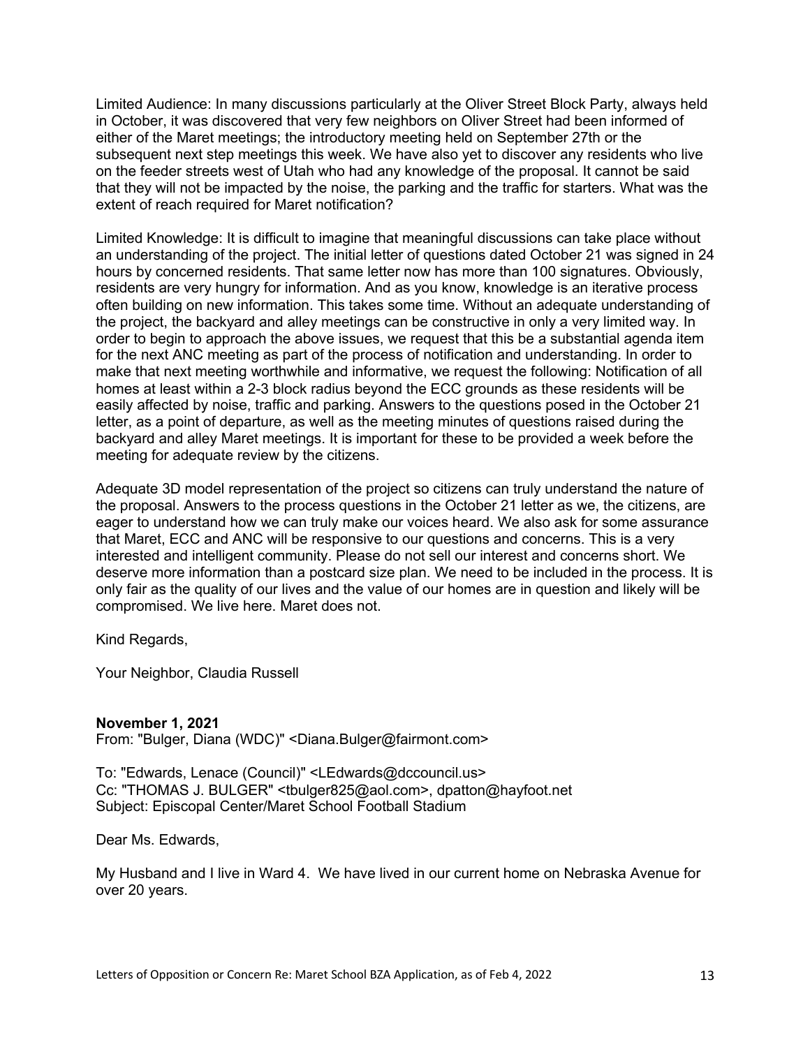Limited Audience: In many discussions particularly at the Oliver Street Block Party, always held in October, it was discovered that very few neighbors on Oliver Street had been informed of either of the Maret meetings; the introductory meeting held on September 27th or the subsequent next step meetings this week. We have also yet to discover any residents who live on the feeder streets west of Utah who had any knowledge of the proposal. It cannot be said that they will not be impacted by the noise, the parking and the traffic for starters. What was the extent of reach required for Maret notification?

Limited Knowledge: It is difficult to imagine that meaningful discussions can take place without an understanding of the project. The initial letter of questions dated October 21 was signed in 24 hours by concerned residents. That same letter now has more than 100 signatures. Obviously, residents are very hungry for information. And as you know, knowledge is an iterative process often building on new information. This takes some time. Without an adequate understanding of the project, the backyard and alley meetings can be constructive in only a very limited way. In order to begin to approach the above issues, we request that this be a substantial agenda item for the next ANC meeting as part of the process of notification and understanding. In order to make that next meeting worthwhile and informative, we request the following: Notification of all homes at least within a 2-3 block radius beyond the ECC grounds as these residents will be easily affected by noise, traffic and parking. Answers to the questions posed in the October 21 letter, as a point of departure, as well as the meeting minutes of questions raised during the backyard and alley Maret meetings. It is important for these to be provided a week before the meeting for adequate review by the citizens.

Adequate 3D model representation of the project so citizens can truly understand the nature of the proposal. Answers to the process questions in the October 21 letter as we, the citizens, are eager to understand how we can truly make our voices heard. We also ask for some assurance that Maret, ECC and ANC will be responsive to our questions and concerns. This is a very interested and intelligent community. Please do not sell our interest and concerns short. We deserve more information than a postcard size plan. We need to be included in the process. It is only fair as the quality of our lives and the value of our homes are in question and likely will be compromised. We live here. Maret does not.

Kind Regards,

Your Neighbor, Claudia Russell

**November 1, 2021**
From: "Bulger, Diana (WDC)" <Diana.Bulger@fairmont.com>

To: "Edwards, Lenace (Council)" <LEdwards@dccouncil.us>
Cc: "THOMAS J. BULGER" <tbulger825@aol.com>, dpatton@hayfoot.net
Subject: Episcopal Center/Maret School Football Stadium

Dear Ms. Edwards,

My Husband and I live in Ward 4. We have lived in our current home on Nebraska Avenue for over 20 years.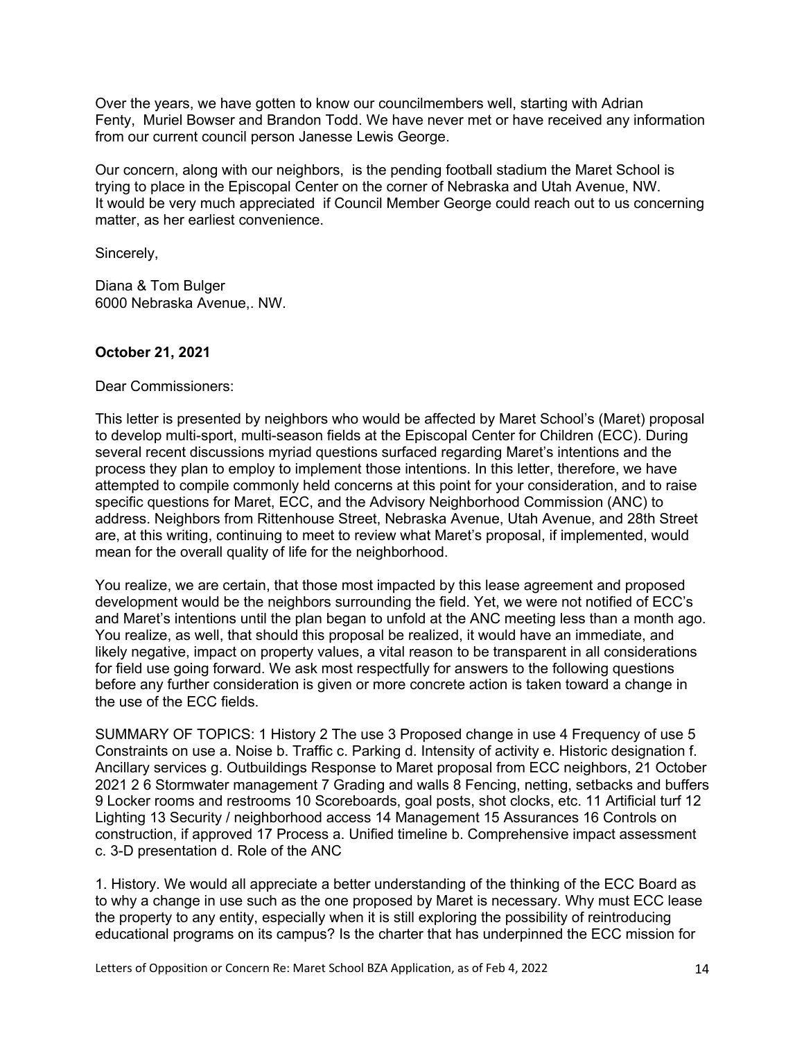Over the years, we have gotten to know our councilmembers well, starting with Adrian Fenty, Muriel Bowser and Brandon Todd. We have never met or have received any information from our current council person Janesse Lewis George.

Our concern, along with our neighbors, is the pending football stadium the Maret School is trying to place in the Episcopal Center on the corner of Nebraska and Utah Avenue, NW. It would be very much appreciated if Council Member George could reach out to us concerning matter, as her earliest convenience.

Sincerely,

Diana & Tom Bulger
6000 Nebraska Avenue,. NW.

**October 21, 2021**

Dear Commissioners:

This letter is presented by neighbors who would be affected by Maret School's (Maret) proposal to develop multi-sport, multi-season fields at the Episcopal Center for Children (ECC). During several recent discussions myriad questions surfaced regarding Maret's intentions and the process they plan to employ to implement those intentions. In this letter, therefore, we have attempted to compile commonly held concerns at this point for your consideration, and to raise specific questions for Maret, ECC, and the Advisory Neighborhood Commission (ANC) to address. Neighbors from Rittenhouse Street, Nebraska Avenue, Utah Avenue, and 28th Street are, at this writing, continuing to meet to review what Maret's proposal, if implemented, would mean for the overall quality of life for the neighborhood.

You realize, we are certain, that those most impacted by this lease agreement and proposed development would be the neighbors surrounding the field. Yet, we were not notified of ECC's and Maret's intentions until the plan began to unfold at the ANC meeting less than a month ago. You realize, as well, that should this proposal be realized, it would have an immediate, and likely negative, impact on property values, a vital reason to be transparent in all considerations for field use going forward. We ask most respectfully for answers to the following questions before any further consideration is given or more concrete action is taken toward a change in the use of the ECC fields.

SUMMARY OF TOPICS: 1 History 2 The use 3 Proposed change in use 4 Frequency of use 5 Constraints on use a. Noise b. Traffic c. Parking d. Intensity of activity e. Historic designation f. Ancillary services g. Outbuildings Response to Maret proposal from ECC neighbors, 21 October 2021 2 6 Stormwater management 7 Grading and walls 8 Fencing, netting, setbacks and buffers 9 Locker rooms and restrooms 10 Scoreboards, goal posts, shot clocks, etc. 11 Artificial turf 12 Lighting 13 Security / neighborhood access 14 Management 15 Assurances 16 Controls on construction, if approved 17 Process a. Unified timeline b. Comprehensive impact assessment c. 3-D presentation d. Role of the ANC

1. History. We would all appreciate a better understanding of the thinking of the ECC Board as to why a change in use such as the one proposed by Maret is necessary. Why must ECC lease the property to any entity, especially when it is still exploring the possibility of reintroducing educational programs on its campus? Is the charter that has underpinned the ECC mission for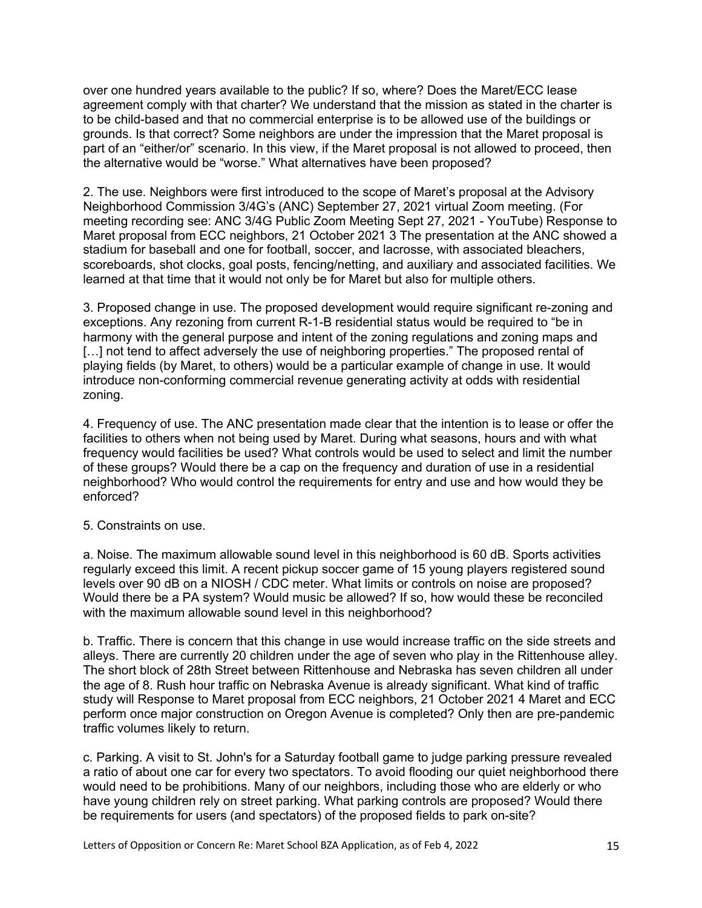over one hundred years available to the public? If so, where? Does the Maret/ECC lease agreement comply with that charter? We understand that the mission as stated in the charter is to be child-based and that no commercial enterprise is to be allowed use of the buildings or grounds. Is that correct? Some neighbors are under the impression that the Maret proposal is part of an "either/or" scenario. In this view, if the Maret proposal is not allowed to proceed, then the alternative would be "worse." What alternatives have been proposed?

2. The use. Neighbors were first introduced to the scope of Maret's proposal at the Advisory Neighborhood Commission 3/4G's (ANC) September 27, 2021 virtual Zoom meeting. (For meeting recording see: ANC 3/4G Public Zoom Meeting Sept 27, 2021 - YouTube) Response to Maret proposal from ECC neighbors, 21 October 2021 3 The presentation at the ANC showed a stadium for baseball and one for football, soccer, and lacrosse, with associated bleachers, scoreboards, shot clocks, goal posts, fencing/netting, and auxiliary and associated facilities. We learned at that time that it would not only be for Maret but also for multiple others.

3. Proposed change in use. The proposed development would require significant re-zoning and exceptions. Any rezoning from current R-1-B residential status would be required to "be in harmony with the general purpose and intent of the zoning regulations and zoning maps and […] not tend to affect adversely the use of neighboring properties." The proposed rental of playing fields (by Maret, to others) would be a particular example of change in use. It would introduce non-conforming commercial revenue generating activity at odds with residential zoning.

4. Frequency of use. The ANC presentation made clear that the intention is to lease or offer the facilities to others when not being used by Maret. During what seasons, hours and with what frequency would facilities be used? What controls would be used to select and limit the number of these groups? Would there be a cap on the frequency and duration of use in a residential neighborhood? Who would control the requirements for entry and use and how would they be enforced?

5. Constraints on use.

a. Noise. The maximum allowable sound level in this neighborhood is 60 dB. Sports activities regularly exceed this limit. A recent pickup soccer game of 15 young players registered sound levels over 90 dB on a NIOSH / CDC meter. What limits or controls on noise are proposed? Would there be a PA system? Would music be allowed? If so, how would these be reconciled with the maximum allowable sound level in this neighborhood?

b. Traffic. There is concern that this change in use would increase traffic on the side streets and alleys. There are currently 20 children under the age of seven who play in the Rittenhouse alley. The short block of 28th Street between Rittenhouse and Nebraska has seven children all under the age of 8. Rush hour traffic on Nebraska Avenue is already significant. What kind of traffic study will Response to Maret proposal from ECC neighbors, 21 October 2021 4 Maret and ECC perform once major construction on Oregon Avenue is completed? Only then are pre-pandemic traffic volumes likely to return.

c. Parking. A visit to St. John's for a Saturday football game to judge parking pressure revealed a ratio of about one car for every two spectators. To avoid flooding our quiet neighborhood there would need to be prohibitions. Many of our neighbors, including those who are elderly or who have young children rely on street parking. What parking controls are proposed? Would there be requirements for users (and spectators) of the proposed fields to park on-site?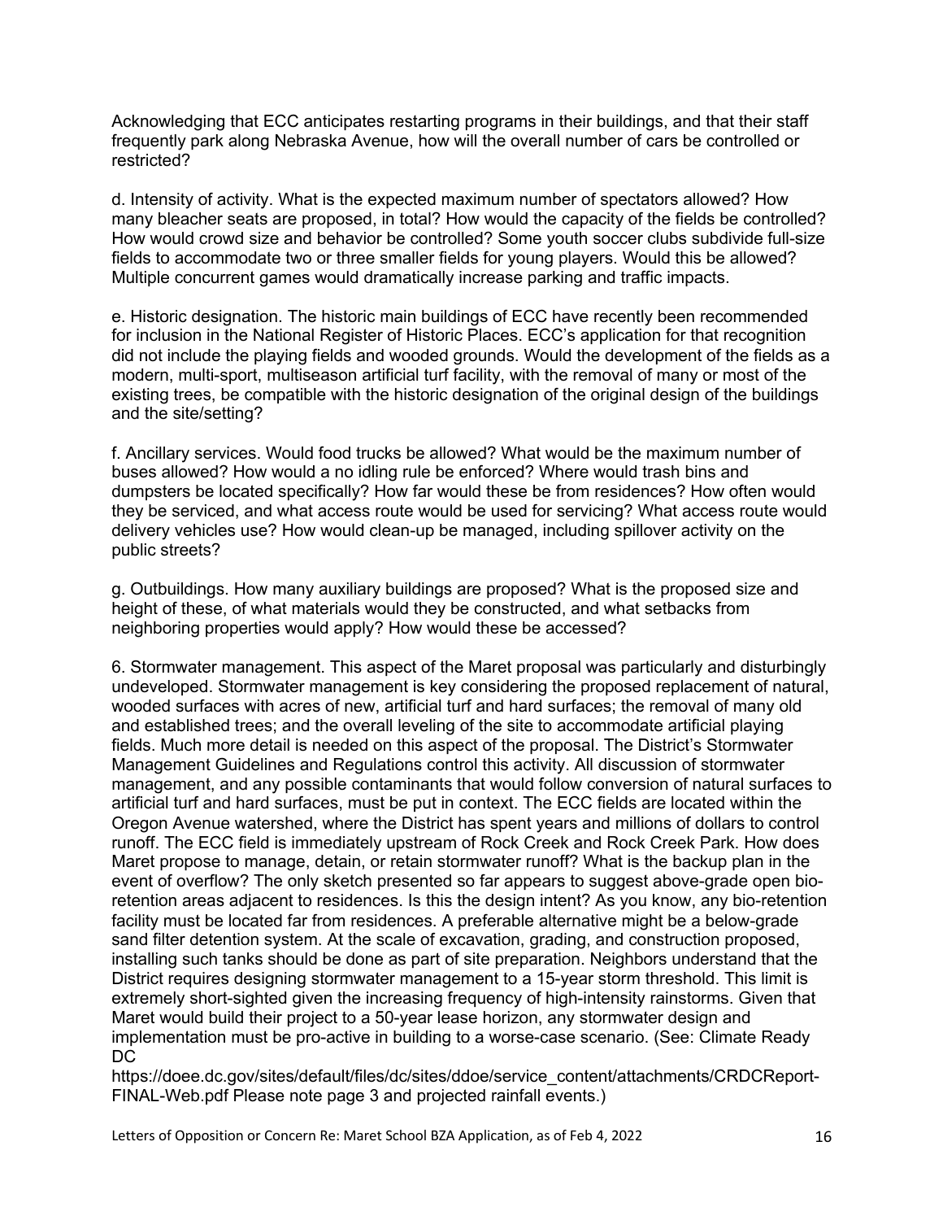Acknowledging that ECC anticipates restarting programs in their buildings, and that their staff frequently park along Nebraska Avenue, how will the overall number of cars be controlled or restricted?

d. Intensity of activity. What is the expected maximum number of spectators allowed? How many bleacher seats are proposed, in total? How would the capacity of the fields be controlled? How would crowd size and behavior be controlled? Some youth soccer clubs subdivide full-size fields to accommodate two or three smaller fields for young players. Would this be allowed? Multiple concurrent games would dramatically increase parking and traffic impacts.

e. Historic designation. The historic main buildings of ECC have recently been recommended for inclusion in the National Register of Historic Places. ECC's application for that recognition did not include the playing fields and wooded grounds. Would the development of the fields as a modern, multi-sport, multiseason artificial turf facility, with the removal of many or most of the existing trees, be compatible with the historic designation of the original design of the buildings and the site/setting?

f. Ancillary services. Would food trucks be allowed? What would be the maximum number of buses allowed? How would a no idling rule be enforced? Where would trash bins and dumpsters be located specifically? How far would these be from residences? How often would they be serviced, and what access route would be used for servicing? What access route would delivery vehicles use? How would clean-up be managed, including spillover activity on the public streets?

g. Outbuildings. How many auxiliary buildings are proposed? What is the proposed size and height of these, of what materials would they be constructed, and what setbacks from neighboring properties would apply? How would these be accessed?

6. Stormwater management. This aspect of the Maret proposal was particularly and disturbingly undeveloped. Stormwater management is key considering the proposed replacement of natural, wooded surfaces with acres of new, artificial turf and hard surfaces; the removal of many old and established trees; and the overall leveling of the site to accommodate artificial playing fields. Much more detail is needed on this aspect of the proposal. The District's Stormwater Management Guidelines and Regulations control this activity. All discussion of stormwater management, and any possible contaminants that would follow conversion of natural surfaces to artificial turf and hard surfaces, must be put in context. The ECC fields are located within the Oregon Avenue watershed, where the District has spent years and millions of dollars to control runoff. The ECC field is immediately upstream of Rock Creek and Rock Creek Park. How does Maret propose to manage, detain, or retain stormwater runoff? What is the backup plan in the event of overflow? The only sketch presented so far appears to suggest above-grade open bio-retention areas adjacent to residences. Is this the design intent? As you know, any bio-retention facility must be located far from residences. A preferable alternative might be a below-grade sand filter detention system. At the scale of excavation, grading, and construction proposed, installing such tanks should be done as part of site preparation. Neighbors understand that the District requires designing stormwater management to a 15-year storm threshold. This limit is extremely short-sighted given the increasing frequency of high-intensity rainstorms. Given that Maret would build their project to a 50-year lease horizon, any stormwater design and implementation must be pro-active in building to a worse-case scenario. (See: Climate Ready DC
https://doee.dc.gov/sites/default/files/dc/sites/ddoe/service_content/attachments/CRDCReport-FINAL-Web.pdf Please note page 3 and projected rainfall events.)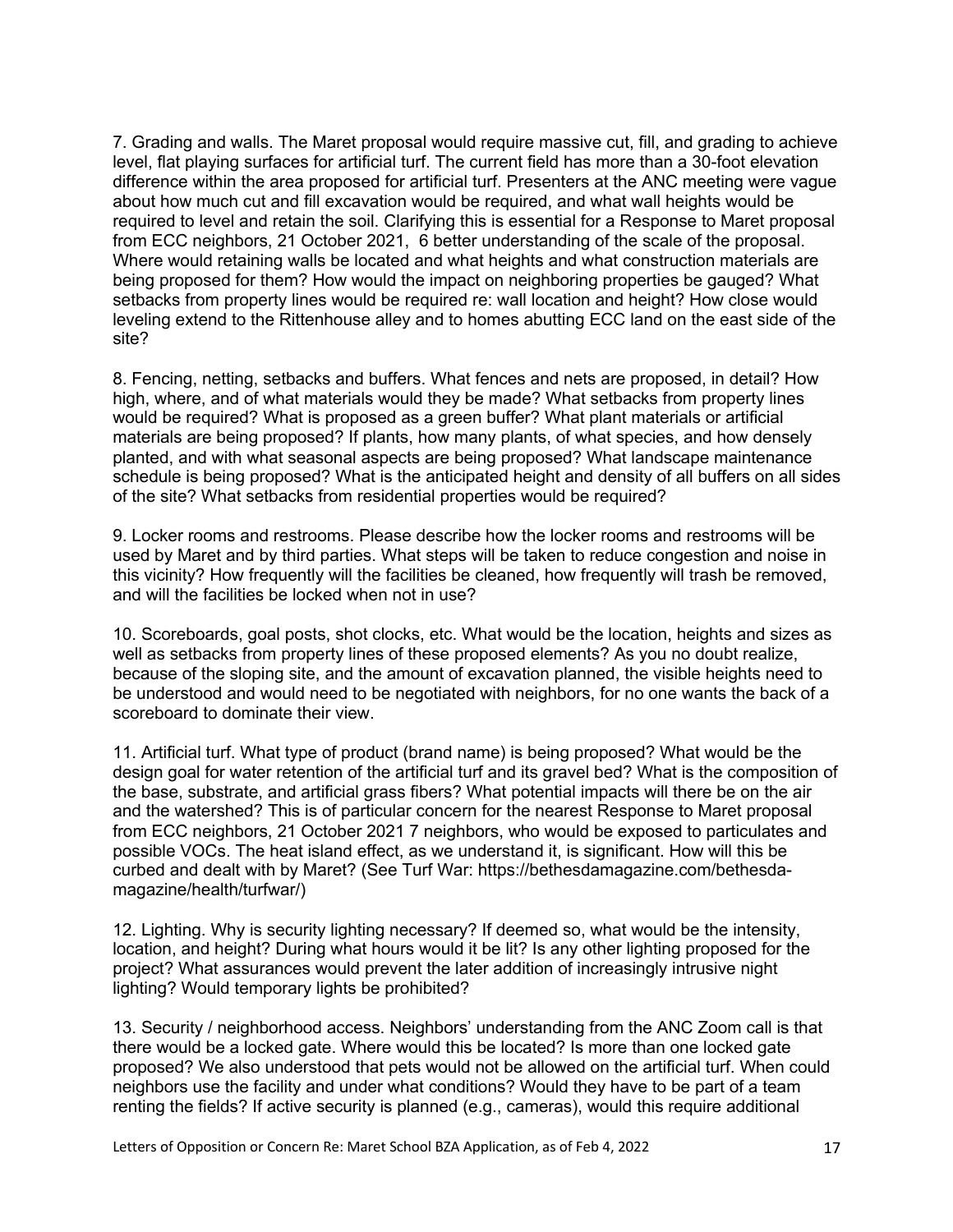7. Grading and walls. The Maret proposal would require massive cut, fill, and grading to achieve level, flat playing surfaces for artificial turf. The current field has more than a 30-foot elevation difference within the area proposed for artificial turf. Presenters at the ANC meeting were vague about how much cut and fill excavation would be required, and what wall heights would be required to level and retain the soil. Clarifying this is essential for a Response to Maret proposal from ECC neighbors, 21 October 2021, 6 better understanding of the scale of the proposal. Where would retaining walls be located and what heights and what construction materials are being proposed for them? How would the impact on neighboring properties be gauged? What setbacks from property lines would be required re: wall location and height? How close would leveling extend to the Rittenhouse alley and to homes abutting ECC land on the east side of the site?

8. Fencing, netting, setbacks and buffers. What fences and nets are proposed, in detail? How high, where, and of what materials would they be made? What setbacks from property lines would be required? What is proposed as a green buffer? What plant materials or artificial materials are being proposed? If plants, how many plants, of what species, and how densely planted, and with what seasonal aspects are being proposed? What landscape maintenance schedule is being proposed? What is the anticipated height and density of all buffers on all sides of the site? What setbacks from residential properties would be required?

9. Locker rooms and restrooms. Please describe how the locker rooms and restrooms will be used by Maret and by third parties. What steps will be taken to reduce congestion and noise in this vicinity? How frequently will the facilities be cleaned, how frequently will trash be removed, and will the facilities be locked when not in use?

10. Scoreboards, goal posts, shot clocks, etc. What would be the location, heights and sizes as well as setbacks from property lines of these proposed elements? As you no doubt realize, because of the sloping site, and the amount of excavation planned, the visible heights need to be understood and would need to be negotiated with neighbors, for no one wants the back of a scoreboard to dominate their view.

11. Artificial turf. What type of product (brand name) is being proposed? What would be the design goal for water retention of the artificial turf and its gravel bed? What is the composition of the base, substrate, and artificial grass fibers? What potential impacts will there be on the air and the watershed? This is of particular concern for the nearest Response to Maret proposal from ECC neighbors, 21 October 2021 7 neighbors, who would be exposed to particulates and possible VOCs. The heat island effect, as we understand it, is significant. How will this be curbed and dealt with by Maret? (See Turf War: https://bethesdamagazine.com/bethesda-magazine/health/turfwar/)

12. Lighting. Why is security lighting necessary? If deemed so, what would be the intensity, location, and height? During what hours would it be lit? Is any other lighting proposed for the project? What assurances would prevent the later addition of increasingly intrusive night lighting? Would temporary lights be prohibited?

13. Security / neighborhood access. Neighbors' understanding from the ANC Zoom call is that there would be a locked gate. Where would this be located? Is more than one locked gate proposed? We also understood that pets would not be allowed on the artificial turf. When could neighbors use the facility and under what conditions? Would they have to be part of a team renting the fields? If active security is planned (e.g., cameras), would this require additional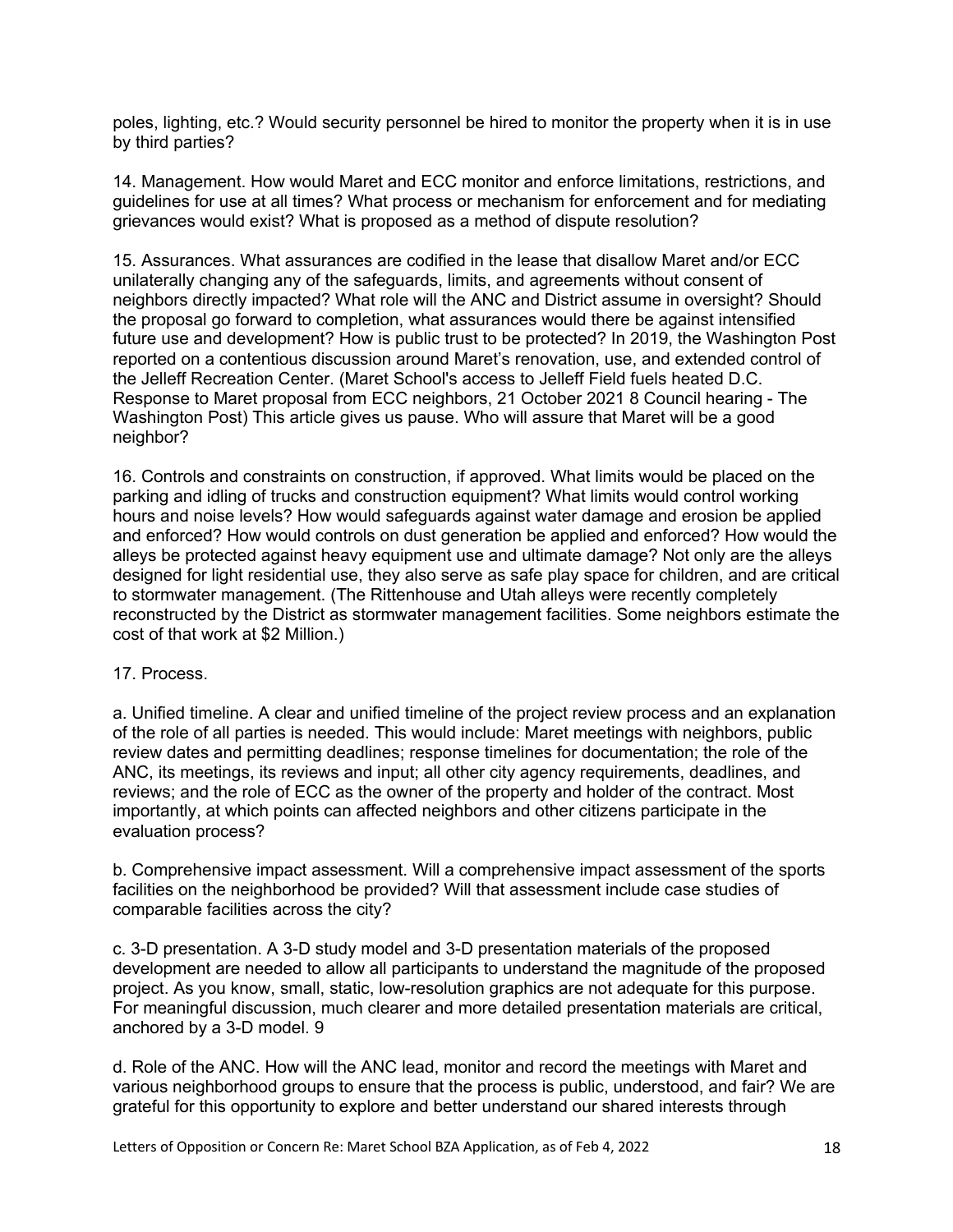poles, lighting, etc.? Would security personnel be hired to monitor the property when it is in use by third parties?

14. Management. How would Maret and ECC monitor and enforce limitations, restrictions, and guidelines for use at all times? What process or mechanism for enforcement and for mediating grievances would exist? What is proposed as a method of dispute resolution?

15. Assurances. What assurances are codified in the lease that disallow Maret and/or ECC unilaterally changing any of the safeguards, limits, and agreements without consent of neighbors directly impacted? What role will the ANC and District assume in oversight? Should the proposal go forward to completion, what assurances would there be against intensified future use and development? How is public trust to be protected? In 2019, the Washington Post reported on a contentious discussion around Maret's renovation, use, and extended control of the Jelleff Recreation Center. (Maret School's access to Jelleff Field fuels heated D.C. Response to Maret proposal from ECC neighbors, 21 October 2021 8 Council hearing - The Washington Post) This article gives us pause. Who will assure that Maret will be a good neighbor?

16. Controls and constraints on construction, if approved. What limits would be placed on the parking and idling of trucks and construction equipment? What limits would control working hours and noise levels? How would safeguards against water damage and erosion be applied and enforced? How would controls on dust generation be applied and enforced? How would the alleys be protected against heavy equipment use and ultimate damage? Not only are the alleys designed for light residential use, they also serve as safe play space for children, and are critical to stormwater management. (The Rittenhouse and Utah alleys were recently completely reconstructed by the District as stormwater management facilities. Some neighbors estimate the cost of that work at $2 Million.)

17. Process.

a. Unified timeline. A clear and unified timeline of the project review process and an explanation of the role of all parties is needed. This would include: Maret meetings with neighbors, public review dates and permitting deadlines; response timelines for documentation; the role of the ANC, its meetings, its reviews and input; all other city agency requirements, deadlines, and reviews; and the role of ECC as the owner of the property and holder of the contract. Most importantly, at which points can affected neighbors and other citizens participate in the evaluation process?

b. Comprehensive impact assessment. Will a comprehensive impact assessment of the sports facilities on the neighborhood be provided? Will that assessment include case studies of comparable facilities across the city?

c. 3-D presentation. A 3-D study model and 3-D presentation materials of the proposed development are needed to allow all participants to understand the magnitude of the proposed project. As you know, small, static, low-resolution graphics are not adequate for this purpose. For meaningful discussion, much clearer and more detailed presentation materials are critical, anchored by a 3-D model. 9

d. Role of the ANC. How will the ANC lead, monitor and record the meetings with Maret and various neighborhood groups to ensure that the process is public, understood, and fair? We are grateful for this opportunity to explore and better understand our shared interests through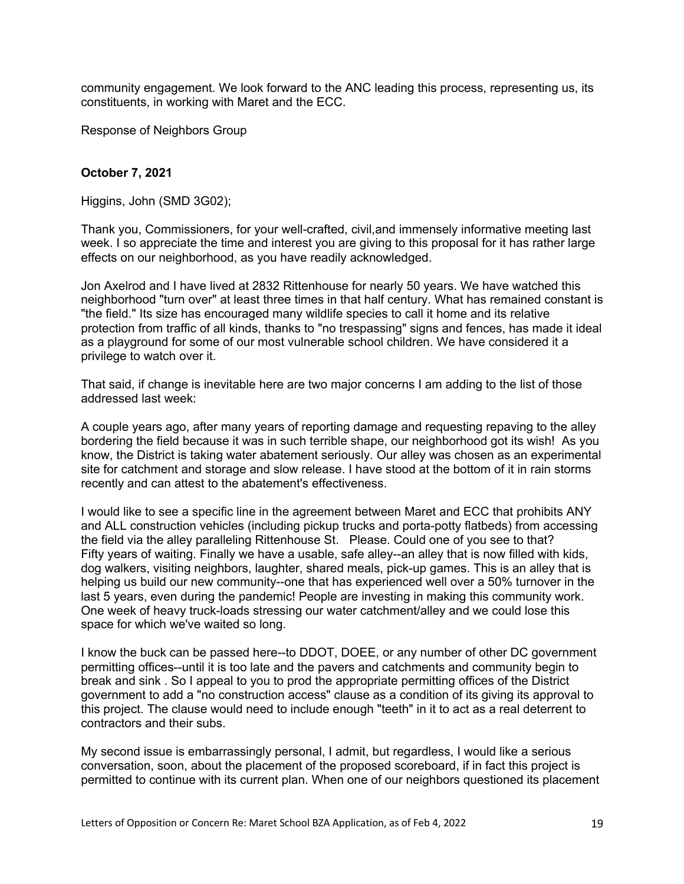community engagement. We look forward to the ANC leading this process, representing us, its constituents, in working with Maret and the ECC.

Response of Neighbors Group

**October 7, 2021**

Higgins, John (SMD 3G02);

Thank you, Commissioners, for your well-crafted, civil,and immensely informative meeting last week. I so appreciate the time and interest you are giving to this proposal for it has rather large effects on our neighborhood, as you have readily acknowledged.

Jon Axelrod and I have lived at 2832 Rittenhouse for nearly 50 years. We have watched this neighborhood "turn over" at least three times in that half century. What has remained constant is "the field." Its size has encouraged many wildlife species to call it home and its relative protection from traffic of all kinds, thanks to "no trespassing" signs and fences, has made it ideal as a playground for some of our most vulnerable school children. We have considered it a privilege to watch over it.

That said, if change is inevitable here are two major concerns I am adding to the list of those addressed last week:

A couple years ago, after many years of reporting damage and requesting repaving to the alley bordering the field because it was in such terrible shape, our neighborhood got its wish! As you know, the District is taking water abatement seriously. Our alley was chosen as an experimental site for catchment and storage and slow release. I have stood at the bottom of it in rain storms recently and can attest to the abatement's effectiveness.

I would like to see a specific line in the agreement between Maret and ECC that prohibits ANY and ALL construction vehicles (including pickup trucks and porta-potty flatbeds) from accessing the field via the alley paralleling Rittenhouse St. Please. Could one of you see to that? Fifty years of waiting. Finally we have a usable, safe alley--an alley that is now filled with kids, dog walkers, visiting neighbors, laughter, shared meals, pick-up games. This is an alley that is helping us build our new community--one that has experienced well over a 50% turnover in the last 5 years, even during the pandemic! People are investing in making this community work. One week of heavy truck-loads stressing our water catchment/alley and we could lose this space for which we've waited so long.

I know the buck can be passed here--to DDOT, DOEE, or any number of other DC government permitting offices--until it is too late and the pavers and catchments and community begin to break and sink . So I appeal to you to prod the appropriate permitting offices of the District government to add a "no construction access" clause as a condition of its giving its approval to this project. The clause would need to include enough "teeth" in it to act as a real deterrent to contractors and their subs.

My second issue is embarrassingly personal, I admit, but regardless, I would like a serious conversation, soon, about the placement of the proposed scoreboard, if in fact this project is permitted to continue with its current plan. When one of our neighbors questioned its placement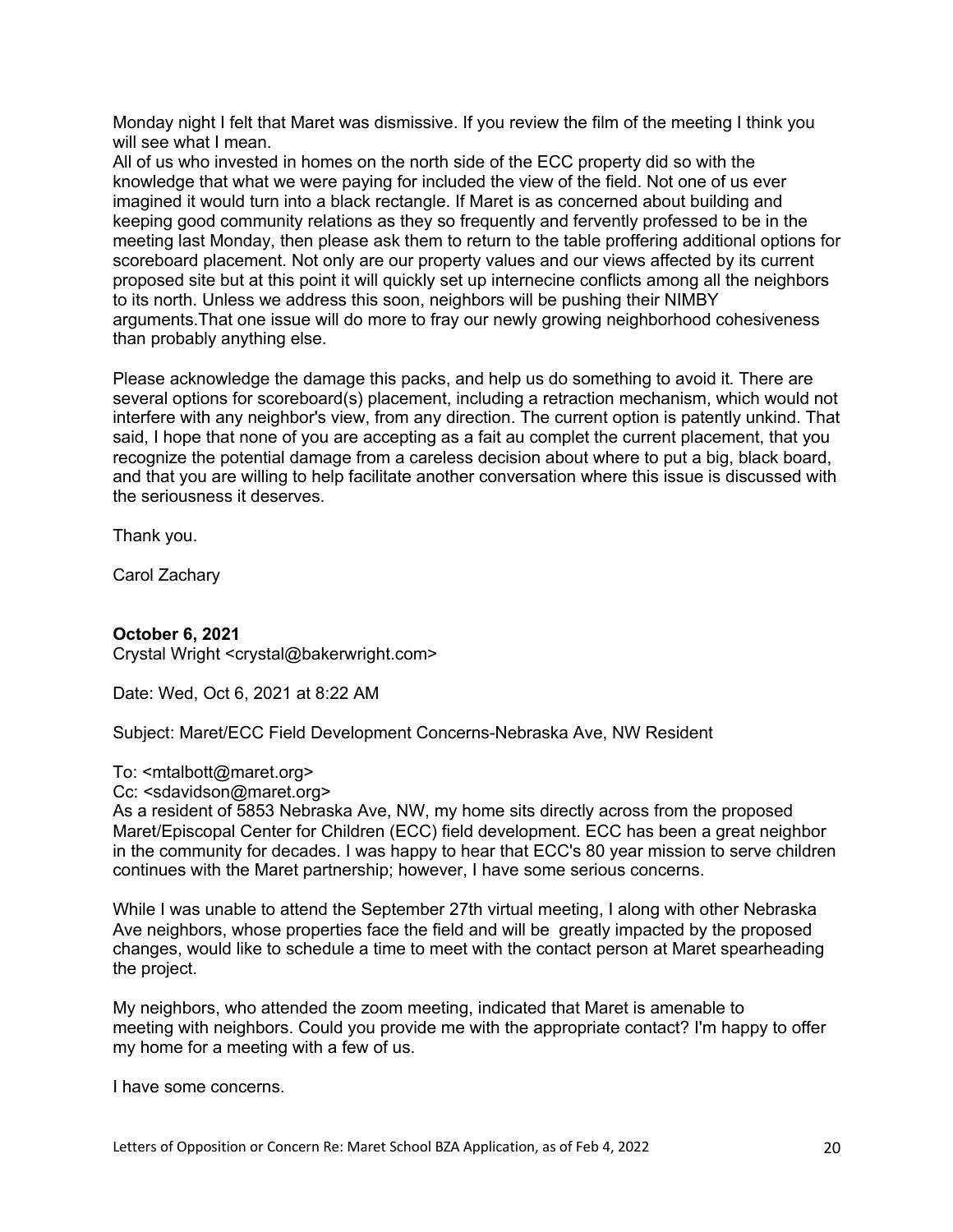Monday night I felt that Maret was dismissive. If you review the film of the meeting I think you will see what I mean.
All of us who invested in homes on the north side of the ECC property did so with the knowledge that what we were paying for included the view of the field. Not one of us ever imagined it would turn into a black rectangle. If Maret is as concerned about building and keeping good community relations as they so frequently and fervently professed to be in the meeting last Monday, then please ask them to return to the table proffering additional options for scoreboard placement. Not only are our property values and our views affected by its current proposed site but at this point it will quickly set up internecine conflicts among all the neighbors to its north. Unless we address this soon, neighbors will be pushing their NIMBY arguments.That one issue will do more to fray our newly growing neighborhood cohesiveness than probably anything else.

Please acknowledge the damage this packs, and help us do something to avoid it. There are several options for scoreboard(s) placement, including a retraction mechanism, which would not interfere with any neighbor's view, from any direction. The current option is patently unkind. That said, I hope that none of you are accepting as a fait au complet the current placement, that you recognize the potential damage from a careless decision about where to put a big, black board, and that you are willing to help facilitate another conversation where this issue is discussed with the seriousness it deserves.

Thank you.

Carol Zachary

**October 6, 2021**
Crystal Wright <crystal@bakerwright.com>

Date: Wed, Oct 6, 2021 at 8:22 AM

Subject: Maret/ECC Field Development Concerns-Nebraska Ave, NW Resident

To: <mtalbott@maret.org>
Cc: <sdavidson@maret.org>
As a resident of 5853 Nebraska Ave, NW, my home sits directly across from the proposed Maret/Episcopal Center for Children (ECC) field development. ECC has been a great neighbor in the community for decades. I was happy to hear that ECC's 80 year mission to serve children continues with the Maret partnership; however, I have some serious concerns.

While I was unable to attend the September 27th virtual meeting, I along with other Nebraska Ave neighbors, whose properties face the field and will be greatly impacted by the proposed changes, would like to schedule a time to meet with the contact person at Maret spearheading the project.

My neighbors, who attended the zoom meeting, indicated that Maret is amenable to meeting with neighbors. Could you provide me with the appropriate contact? I'm happy to offer my home for a meeting with a few of us.

I have some concerns.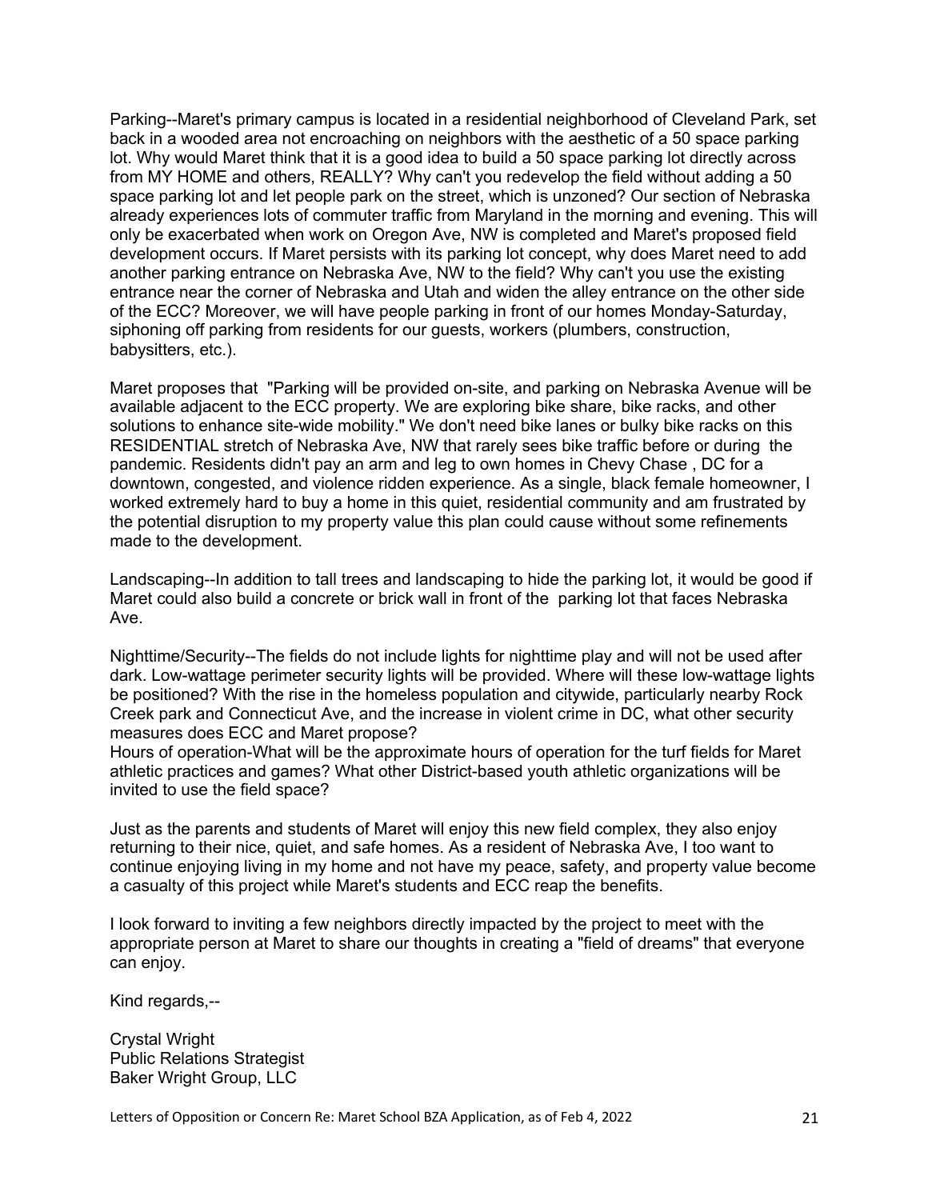Parking--Maret's primary campus is located in a residential neighborhood of Cleveland Park, set back in a wooded area not encroaching on neighbors with the aesthetic of a 50 space parking lot. Why would Maret think that it is a good idea to build a 50 space parking lot directly across from MY HOME and others, REALLY? Why can't you redevelop the field without adding a 50 space parking lot and let people park on the street, which is unzoned? Our section of Nebraska already experiences lots of commuter traffic from Maryland in the morning and evening. This will only be exacerbated when work on Oregon Ave, NW is completed and Maret's proposed field development occurs. If Maret persists with its parking lot concept, why does Maret need to add another parking entrance on Nebraska Ave, NW to the field? Why can't you use the existing entrance near the corner of Nebraska and Utah and widen the alley entrance on the other side of the ECC? Moreover, we will have people parking in front of our homes Monday-Saturday, siphoning off parking from residents for our guests, workers (plumbers, construction, babysitters, etc.).

Maret proposes that "Parking will be provided on-site, and parking on Nebraska Avenue will be available adjacent to the ECC property. We are exploring bike share, bike racks, and other solutions to enhance site-wide mobility." We don't need bike lanes or bulky bike racks on this RESIDENTIAL stretch of Nebraska Ave, NW that rarely sees bike traffic before or during the pandemic. Residents didn't pay an arm and leg to own homes in Chevy Chase , DC for a downtown, congested, and violence ridden experience. As a single, black female homeowner, I worked extremely hard to buy a home in this quiet, residential community and am frustrated by the potential disruption to my property value this plan could cause without some refinements made to the development.

Landscaping--In addition to tall trees and landscaping to hide the parking lot, it would be good if Maret could also build a concrete or brick wall in front of the parking lot that faces Nebraska Ave.

Nighttime/Security--The fields do not include lights for nighttime play and will not be used after dark. Low-wattage perimeter security lights will be provided. Where will these low-wattage lights be positioned? With the rise in the homeless population and citywide, particularly nearby Rock Creek park and Connecticut Ave, and the increase in violent crime in DC, what other security measures does ECC and Maret propose?
Hours of operation-What will be the approximate hours of operation for the turf fields for Maret athletic practices and games? What other District-based youth athletic organizations will be invited to use the field space?

Just as the parents and students of Maret will enjoy this new field complex, they also enjoy returning to their nice, quiet, and safe homes. As a resident of Nebraska Ave, I too want to continue enjoying living in my home and not have my peace, safety, and property value become a casualty of this project while Maret's students and ECC reap the benefits.

I look forward to inviting a few neighbors directly impacted by the project to meet with the appropriate person at Maret to share our thoughts in creating a "field of dreams" that everyone can enjoy.

Kind regards,--

Crystal Wright
Public Relations Strategist
Baker Wright Group, LLC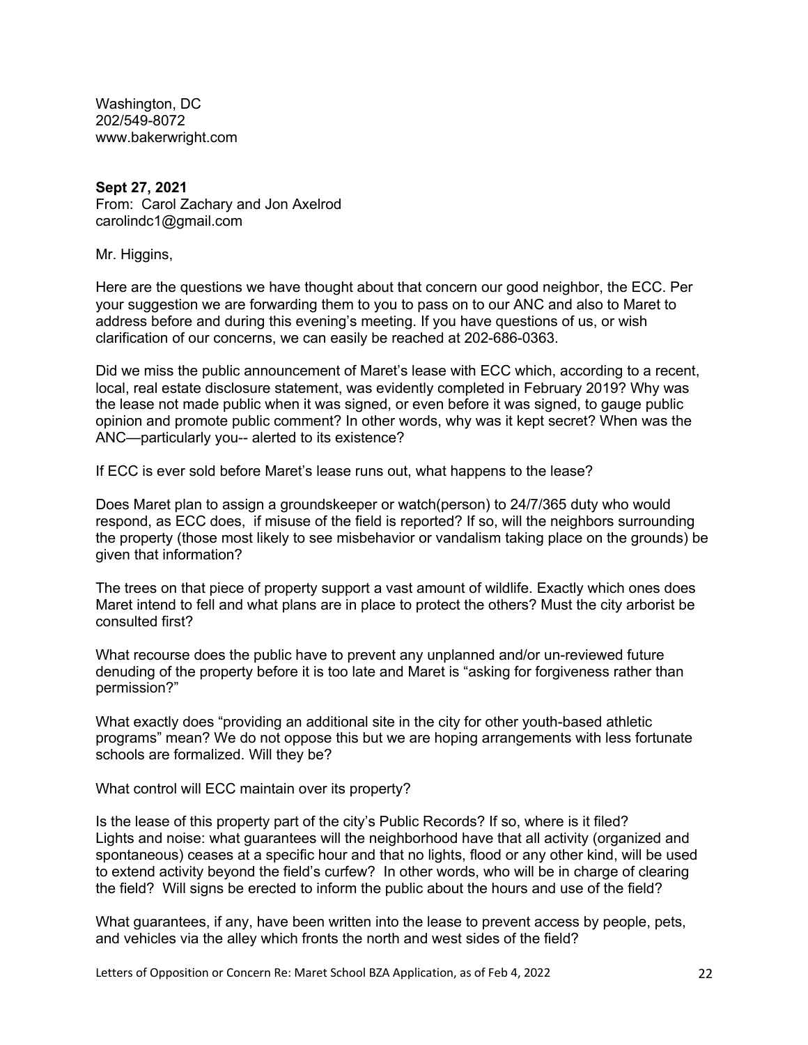Washington, DC
202/549-8072
www.bakerwright.com

**Sept 27, 2021**
From: Carol Zachary and Jon Axelrod
carolindc1@gmail.com

Mr. Higgins,

Here are the questions we have thought about that concern our good neighbor, the ECC. Per your suggestion we are forwarding them to you to pass on to our ANC and also to Maret to address before and during this evening's meeting. If you have questions of us, or wish clarification of our concerns, we can easily be reached at 202-686-0363.

Did we miss the public announcement of Maret's lease with ECC which, according to a recent, local, real estate disclosure statement, was evidently completed in February 2019? Why was the lease not made public when it was signed, or even before it was signed, to gauge public opinion and promote public comment? In other words, why was it kept secret? When was the ANC—particularly you-- alerted to its existence?

If ECC is ever sold before Maret's lease runs out, what happens to the lease?

Does Maret plan to assign a groundskeeper or watch(person) to 24/7/365 duty who would respond, as ECC does, if misuse of the field is reported? If so, will the neighbors surrounding the property (those most likely to see misbehavior or vandalism taking place on the grounds) be given that information?

The trees on that piece of property support a vast amount of wildlife. Exactly which ones does Maret intend to fell and what plans are in place to protect the others? Must the city arborist be consulted first?

What recourse does the public have to prevent any unplanned and/or un-reviewed future denuding of the property before it is too late and Maret is "asking for forgiveness rather than permission?"

What exactly does "providing an additional site in the city for other youth-based athletic programs" mean? We do not oppose this but we are hoping arrangements with less fortunate schools are formalized. Will they be?

What control will ECC maintain over its property?

Is the lease of this property part of the city's Public Records? If so, where is it filed?
Lights and noise: what guarantees will the neighborhood have that all activity (organized and spontaneous) ceases at a specific hour and that no lights, flood or any other kind, will be used to extend activity beyond the field's curfew? In other words, who will be in charge of clearing the field? Will signs be erected to inform the public about the hours and use of the field?

What guarantees, if any, have been written into the lease to prevent access by people, pets, and vehicles via the alley which fronts the north and west sides of the field?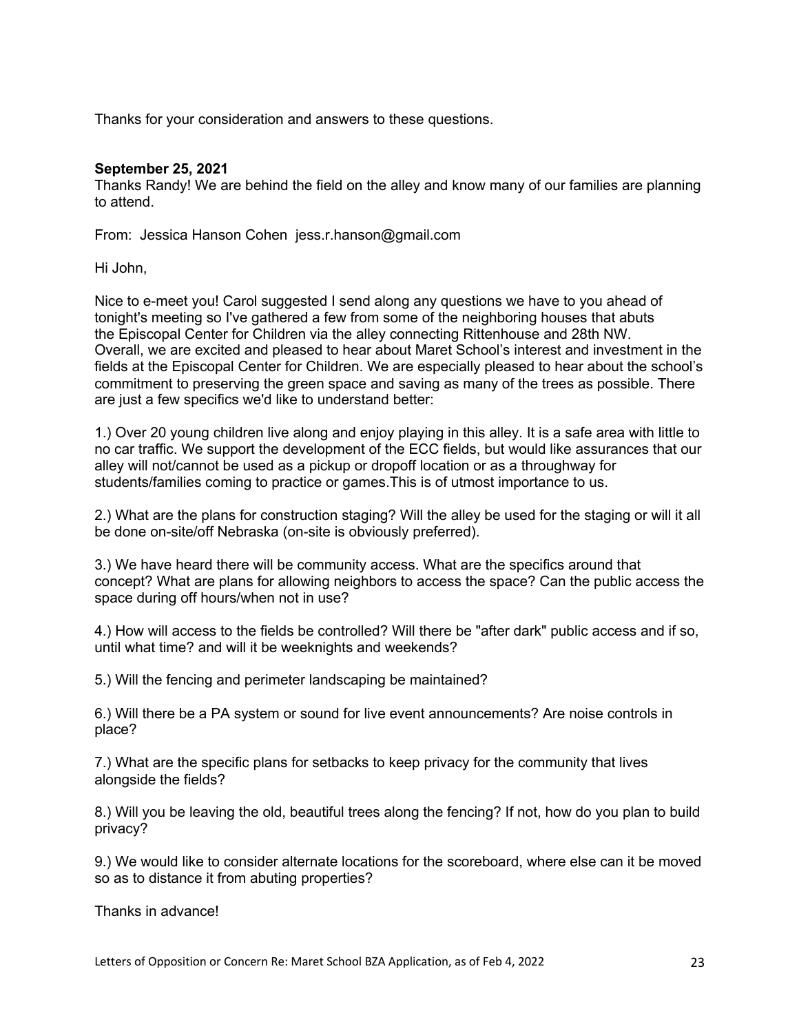Thanks for your consideration and answers to these questions.

**September 25, 2021**
Thanks Randy! We are behind the field on the alley and know many of our families are planning to attend.

From: Jessica Hanson Cohen jess.r.hanson@gmail.com

Hi John,

Nice to e-meet you! Carol suggested I send along any questions we have to you ahead of tonight's meeting so I've gathered a few from some of the neighboring houses that abuts the Episcopal Center for Children via the alley connecting Rittenhouse and 28th NW.
Overall, we are excited and pleased to hear about Maret School's interest and investment in the fields at the Episcopal Center for Children. We are especially pleased to hear about the school's commitment to preserving the green space and saving as many of the trees as possible. There are just a few specifics we'd like to understand better:

1.) Over 20 young children live along and enjoy playing in this alley. It is a safe area with little to no car traffic. We support the development of the ECC fields, but would like assurances that our alley will not/cannot be used as a pickup or dropoff location or as a throughway for students/families coming to practice or games.This is of utmost importance to us.

2.) What are the plans for construction staging? Will the alley be used for the staging or will it all be done on-site/off Nebraska (on-site is obviously preferred).

3.) We have heard there will be community access. What are the specifics around that concept? What are plans for allowing neighbors to access the space? Can the public access the space during off hours/when not in use?

4.) How will access to the fields be controlled? Will there be "after dark" public access and if so, until what time? and will it be weeknights and weekends?

5.) Will the fencing and perimeter landscaping be maintained?

6.) Will there be a PA system or sound for live event announcements? Are noise controls in place?

7.) What are the specific plans for setbacks to keep privacy for the community that lives alongside the fields?

8.) Will you be leaving the old, beautiful trees along the fencing? If not, how do you plan to build privacy?

9.) We would like to consider alternate locations for the scoreboard, where else can it be moved so as to distance it from abutting properties?

Thanks in advance!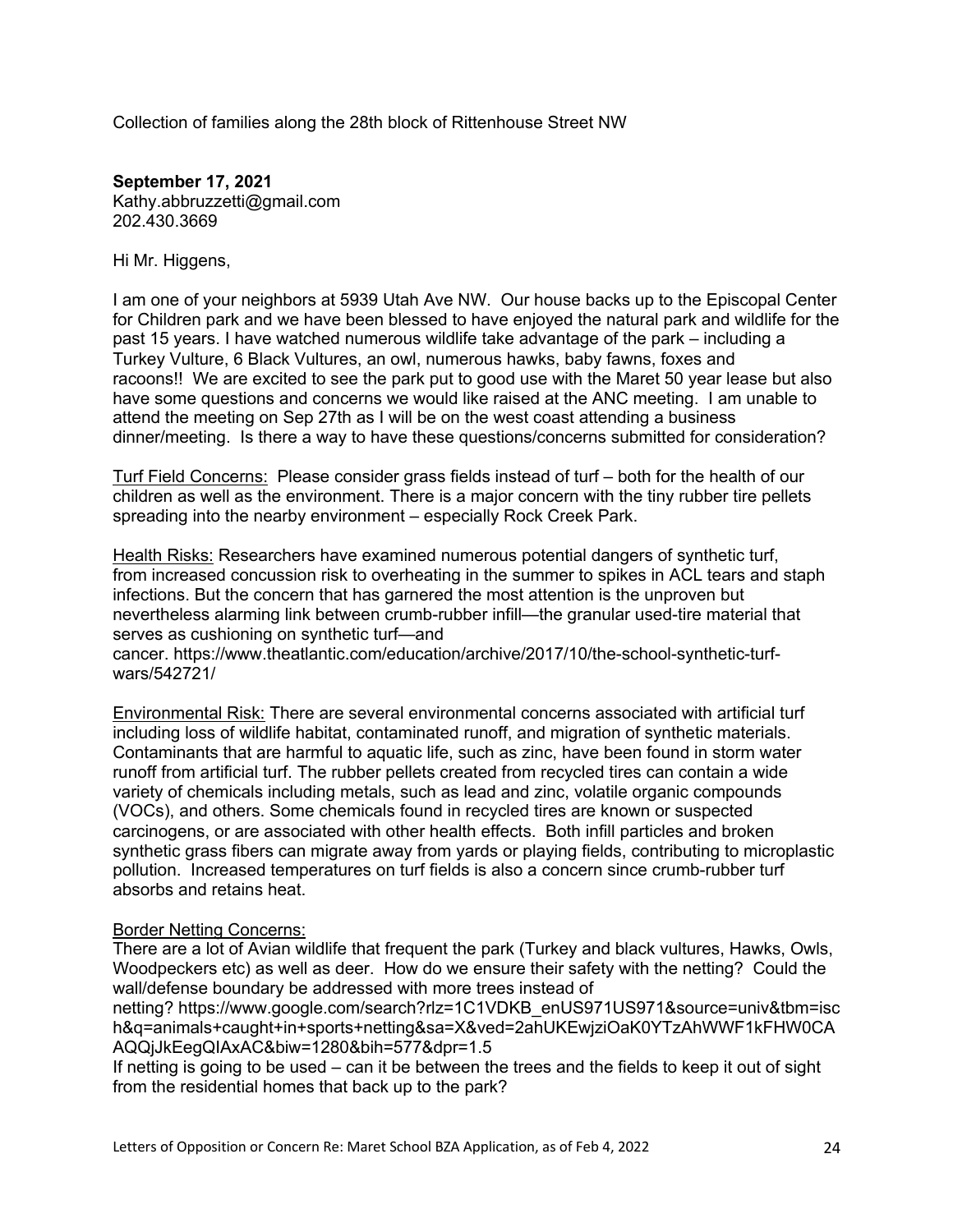Collection of families along the 28th block of Rittenhouse Street NW

**September 17, 2021**
Kathy.abbruzzetti@gmail.com
202.430.3669

Hi Mr. Higgens,

I am one of your neighbors at 5939 Utah Ave NW. Our house backs up to the Episcopal Center for Children park and we have been blessed to have enjoyed the natural park and wildlife for the past 15 years. I have watched numerous wildlife take advantage of the park – including a Turkey Vulture, 6 Black Vultures, an owl, numerous hawks, baby fawns, foxes and racoons!! We are excited to see the park put to good use with the Maret 50 year lease but also have some questions and concerns we would like raised at the ANC meeting. I am unable to attend the meeting on Sep 27th as I will be on the west coast attending a business dinner/meeting. Is there a way to have these questions/concerns submitted for consideration?

<u>Turf Field Concerns:</u> Please consider grass fields instead of turf – both for the health of our children as well as the environment. There is a major concern with the tiny rubber tire pellets spreading into the nearby environment – especially Rock Creek Park.

<u>Health Risks:</u> Researchers have examined numerous potential dangers of synthetic turf, from increased concussion risk to overheating in the summer to spikes in ACL tears and staph infections. But the concern that has garnered the most attention is the unproven but nevertheless alarming link between crumb-rubber infill—the granular used-tire material that serves as cushioning on synthetic turf—and cancer. https://www.theatlantic.com/education/archive/2017/10/the-school-synthetic-turf-wars/542721/

<u>Environmental Risk:</u> There are several environmental concerns associated with artificial turf including loss of wildlife habitat, contaminated runoff, and migration of synthetic materials. Contaminants that are harmful to aquatic life, such as zinc, have been found in storm water runoff from artificial turf. The rubber pellets created from recycled tires can contain a wide variety of chemicals including metals, such as lead and zinc, volatile organic compounds (VOCs), and others. Some chemicals found in recycled tires are known or suspected carcinogens, or are associated with other health effects. Both infill particles and broken synthetic grass fibers can migrate away from yards or playing fields, contributing to microplastic pollution. Increased temperatures on turf fields is also a concern since crumb-rubber turf absorbs and retains heat.

<u>Border Netting Concerns:</u>
There are a lot of Avian wildlife that frequent the park (Turkey and black vultures, Hawks, Owls, Woodpeckers etc) as well as deer. How do we ensure their safety with the netting? Could the wall/defense boundary be addressed with more trees instead of netting? https://www.google.com/search?rlz=1C1VDKB_enUS971US971&source=univ&tbm=isch&q=animals+caught+in+sports+netting&sa=X&ved=2ahUKEwjziOaK0YTzAhWWF1kFHW0CAAQQjJkEegQIAxAC&biw=1280&bih=577&dpr=1.5
If netting is going to be used – can it be between the trees and the fields to keep it out of sight from the residential homes that back up to the park?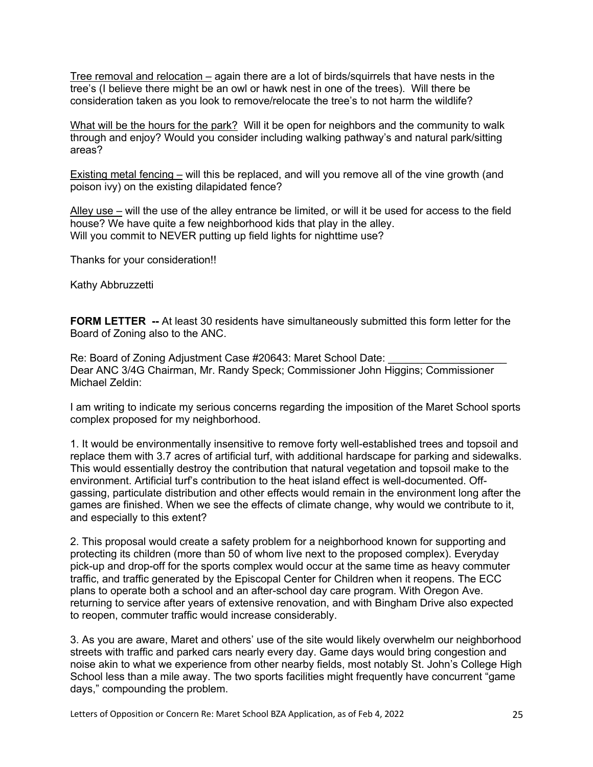<u>Tree removal and relocation –</u> again there are a lot of birds/squirrels that have nests in the tree's (I believe there might be an owl or hawk nest in one of the trees). Will there be consideration taken as you look to remove/relocate the tree's to not harm the wildlife?

<u>What will be the hours for the park?</u> Will it be open for neighbors and the community to walk through and enjoy? Would you consider including walking pathway's and natural park/sitting areas?

<u>Existing metal fencing –</u> will this be replaced, and will you remove all of the vine growth (and poison ivy) on the existing dilapidated fence?

<u>Alley use –</u> will the use of the alley entrance be limited, or will it be used for access to the field house? We have quite a few neighborhood kids that play in the alley.
Will you commit to NEVER putting up field lights for nighttime use?

Thanks for your consideration!!

Kathy Abbruzzetti

**FORM LETTER --** At least 30 residents have simultaneously submitted this form letter for the Board of Zoning also to the ANC.

Re: Board of Zoning Adjustment Case #20643: Maret School Date: ____________________
Dear ANC 3/4G Chairman, Mr. Randy Speck; Commissioner John Higgins; Commissioner Michael Zeldin:

I am writing to indicate my serious concerns regarding the imposition of the Maret School sports complex proposed for my neighborhood.

1. It would be environmentally insensitive to remove forty well-established trees and topsoil and replace them with 3.7 acres of artificial turf, with additional hardscape for parking and sidewalks. This would essentially destroy the contribution that natural vegetation and topsoil make to the environment. Artificial turf's contribution to the heat island effect is well-documented. Off-gassing, particulate distribution and other effects would remain in the environment long after the games are finished. When we see the effects of climate change, why would we contribute to it, and especially to this extent?

2. This proposal would create a safety problem for a neighborhood known for supporting and protecting its children (more than 50 of whom live next to the proposed complex). Everyday pick-up and drop-off for the sports complex would occur at the same time as heavy commuter traffic, and traffic generated by the Episcopal Center for Children when it reopens. The ECC plans to operate both a school and an after-school day care program. With Oregon Ave. returning to service after years of extensive renovation, and with Bingham Drive also expected to reopen, commuter traffic would increase considerably.

3. As you are aware, Maret and others' use of the site would likely overwhelm our neighborhood streets with traffic and parked cars nearly every day. Game days would bring congestion and noise akin to what we experience from other nearby fields, most notably St. John's College High School less than a mile away. The two sports facilities might frequently have concurrent "game days," compounding the problem.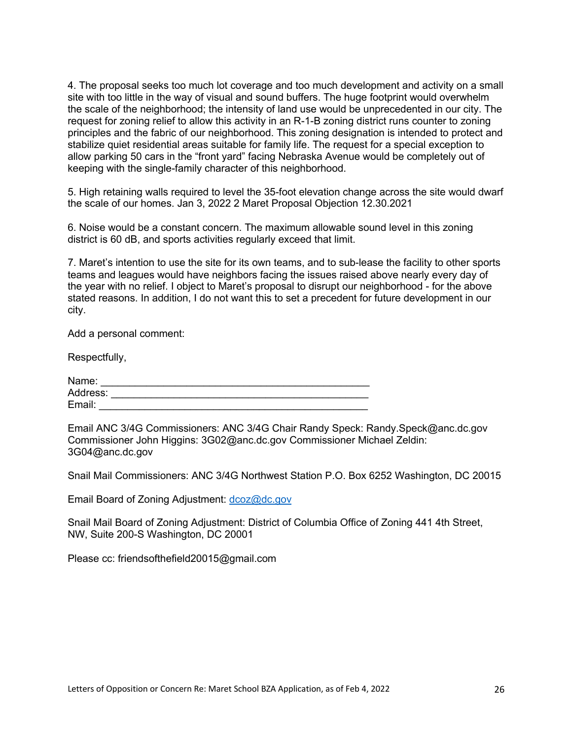4. The proposal seeks too much lot coverage and too much development and activity on a small site with too little in the way of visual and sound buffers. The huge footprint would overwhelm the scale of the neighborhood; the intensity of land use would be unprecedented in our city. The request for zoning relief to allow this activity in an R-1-B zoning district runs counter to zoning principles and the fabric of our neighborhood. This zoning designation is intended to protect and stabilize quiet residential areas suitable for family life. The request for a special exception to allow parking 50 cars in the "front yard" facing Nebraska Avenue would be completely out of keeping with the single-family character of this neighborhood.

5. High retaining walls required to level the 35-foot elevation change across the site would dwarf the scale of our homes. Jan 3, 2022 2 Maret Proposal Objection 12.30.2021

6. Noise would be a constant concern. The maximum allowable sound level in this zoning district is 60 dB, and sports activities regularly exceed that limit.

7. Maret's intention to use the site for its own teams, and to sub-lease the facility to other sports teams and leagues would have neighbors facing the issues raised above nearly every day of the year with no relief. I object to Maret's proposal to disrupt our neighborhood - for the above stated reasons. In addition, I do not want this to set a precedent for future development in our city.

Add a personal comment:

Respectfully,

Name: ________________________________________________
Address: ______________________________________________
Email: ________________________________________________

Email ANC 3/4G Commissioners: ANC 3/4G Chair Randy Speck: Randy.Speck@anc.dc.gov Commissioner John Higgins: 3G02@anc.dc.gov Commissioner Michael Zeldin: 3G04@anc.dc.gov

Snail Mail Commissioners: ANC 3/4G Northwest Station P.O. Box 6252 Washington, DC 20015

Email Board of Zoning Adjustment: dcoz@dc.gov

Snail Mail Board of Zoning Adjustment: District of Columbia Office of Zoning 441 4th Street, NW, Suite 200-S Washington, DC 20001

Please cc: friendsofthefield20015@gmail.com